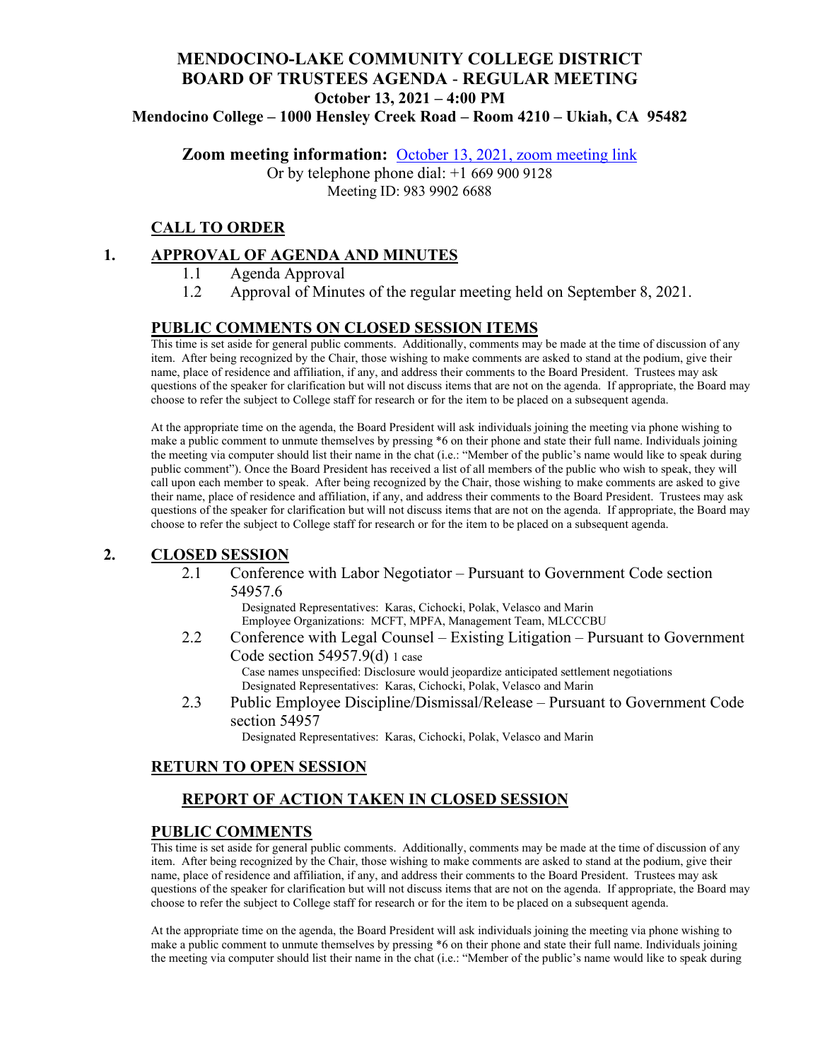# MENDOCINO-LAKE COMMUNITY COLLEGE DISTRICT
# BOARD OF TRUSTEES AGENDA - REGULAR MEETING
## October 13, 2021 – 4:00 PM
## Mendocino College – 1000 Hensley Creek Road – Room 4210 – Ukiah, CA 95482

**Zoom meeting information:** October 13, 2021, zoom meeting link

Or by telephone phone dial: +1 669 900 9128

Meeting ID: 983 9902 6688

## CALL TO ORDER

## 1. APPROVAL OF AGENDA AND MINUTES

1.1 Agenda Approval

1.2 Approval of Minutes of the regular meeting held on September 8, 2021.

## PUBLIC COMMENTS ON CLOSED SESSION ITEMS

This time is set aside for general public comments. Additionally, comments may be made at the time of discussion of any item. After being recognized by the Chair, those wishing to make comments are asked to stand at the podium, give their name, place of residence and affiliation, if any, and address their comments to the Board President. Trustees may ask questions of the speaker for clarification but will not discuss items that are not on the agenda. If appropriate, the Board may choose to refer the subject to College staff for research or for the item to be placed on a subsequent agenda.

At the appropriate time on the agenda, the Board President will ask individuals joining the meeting via phone wishing to make a public comment to unmute themselves by pressing *6 on their phone and state their full name. Individuals joining the meeting via computer should list their name in the chat (i.e.: "Member of the public's name would like to speak during public comment"). Once the Board President has received a list of all members of the public who wish to speak, they will call upon each member to speak. After being recognized by the Chair, those wishing to make comments are asked to give their name, place of residence and affiliation, if any, and address their comments to the Board President. Trustees may ask questions of the speaker for clarification but will not discuss items that are not on the agenda. If appropriate, the Board may choose to refer the subject to College staff for research or for the item to be placed on a subsequent agenda.

## 2. CLOSED SESSION

2.1 Conference with Labor Negotiator – Pursuant to Government Code section 54957.6

Designated Representatives: Karas, Cichocki, Polak, Velasco and Marin
Employee Organizations: MCFT, MPFA, Management Team, MLCCCBU

2.2 Conference with Legal Counsel – Existing Litigation – Pursuant to Government Code section 54957.9(d) 1 case

Case names unspecified: Disclosure would jeopardize anticipated settlement negotiations
Designated Representatives: Karas, Cichocki, Polak, Velasco and Marin

2.3 Public Employee Discipline/Dismissal/Release – Pursuant to Government Code section 54957

Designated Representatives: Karas, Cichocki, Polak, Velasco and Marin

## RETURN TO OPEN SESSION

### REPORT OF ACTION TAKEN IN CLOSED SESSION

## PUBLIC COMMENTS

This time is set aside for general public comments. Additionally, comments may be made at the time of discussion of any item. After being recognized by the Chair, those wishing to make comments are asked to stand at the podium, give their name, place of residence and affiliation, if any, and address their comments to the Board President. Trustees may ask questions of the speaker for clarification but will not discuss items that are not on the agenda. If appropriate, the Board may choose to refer the subject to College staff for research or for the item to be placed on a subsequent agenda.

At the appropriate time on the agenda, the Board President will ask individuals joining the meeting via phone wishing to make a public comment to unmute themselves by pressing *6 on their phone and state their full name. Individuals joining the meeting via computer should list their name in the chat (i.e.: "Member of the public's name would like to speak during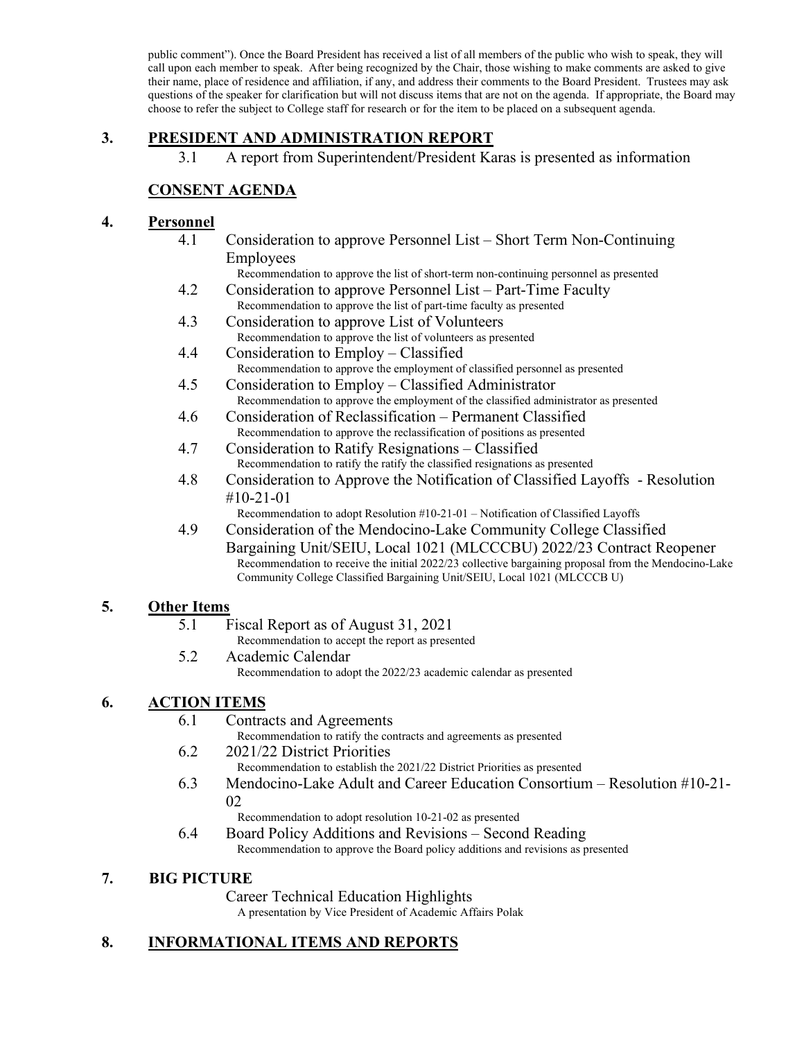public comment"). Once the Board President has received a list of all members of the public who wish to speak, they will call upon each member to speak. After being recognized by the Chair, those wishing to make comments are asked to give their name, place of residence and affiliation, if any, and address their comments to the Board President. Trustees may ask questions of the speaker for clarification but will not discuss items that are not on the agenda. If appropriate, the Board may choose to refer the subject to College staff for research or for the item to be placed on a subsequent agenda.

## 3. PRESIDENT AND ADMINISTRATION REPORT

3.1 A report from Superintendent/President Karas is presented as information

## CONSENT AGENDA

## 4. Personnel

4.1 Consideration to approve Personnel List – Short Term Non-Continuing Employees
Recommendation to approve the list of short-term non-continuing personnel as presented

4.2 Consideration to approve Personnel List – Part-Time Faculty
Recommendation to approve the list of part-time faculty as presented

4.3 Consideration to approve List of Volunteers
Recommendation to approve the list of volunteers as presented

4.4 Consideration to Employ – Classified
Recommendation to approve the employment of classified personnel as presented

4.5 Consideration to Employ – Classified Administrator
Recommendation to approve the employment of the classified administrator as presented

4.6 Consideration of Reclassification – Permanent Classified
Recommendation to approve the reclassification of positions as presented

4.7 Consideration to Ratify Resignations – Classified
Recommendation to ratify the ratify the classified resignations as presented

4.8 Consideration to Approve the Notification of Classified Layoffs - Resolution #10-21-01
Recommendation to adopt Resolution #10-21-01 – Notification of Classified Layoffs

4.9 Consideration of the Mendocino-Lake Community College Classified Bargaining Unit/SEIU, Local 1021 (MLCCCBU) 2022/23 Contract Reopener
Recommendation to receive the initial 2022/23 collective bargaining proposal from the Mendocino-Lake Community College Classified Bargaining Unit/SEIU, Local 1021 (MLCCCB U)

## 5. Other Items

5.1 Fiscal Report as of August 31, 2021
Recommendation to accept the report as presented

5.2 Academic Calendar
Recommendation to adopt the 2022/23 academic calendar as presented

## 6. ACTION ITEMS

6.1 Contracts and Agreements
Recommendation to ratify the contracts and agreements as presented

6.2 2021/22 District Priorities
Recommendation to establish the 2021/22 District Priorities as presented

6.3 Mendocino-Lake Adult and Career Education Consortium – Resolution #10-21-02
Recommendation to adopt resolution 10-21-02 as presented

6.4 Board Policy Additions and Revisions – Second Reading
Recommendation to approve the Board policy additions and revisions as presented

## 7. BIG PICTURE

Career Technical Education Highlights
A presentation by Vice President of Academic Affairs Polak

## 8. INFORMATIONAL ITEMS AND REPORTS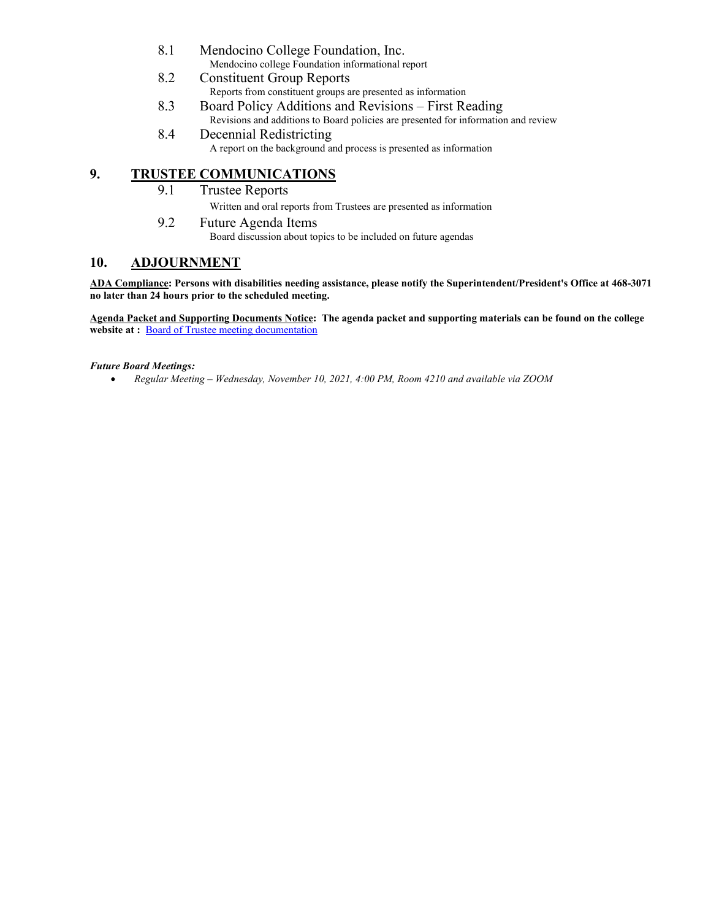8.1 Mendocino College Foundation, Inc.
Mendocino college Foundation informational report

8.2 Constituent Group Reports
Reports from constituent groups are presented as information

8.3 Board Policy Additions and Revisions – First Reading
Revisions and additions to Board policies are presented for information and review

8.4 Decennial Redistricting
A report on the background and process is presented as information

## 9. TRUSTEE COMMUNICATIONS

9.1 Trustee Reports
Written and oral reports from Trustees are presented as information

9.2 Future Agenda Items
Board discussion about topics to be included on future agendas

## 10. ADJOURNMENT

**ADA Compliance: Persons with disabilities needing assistance, please notify the Superintendent/President's Office at 468-3071 no later than 24 hours prior to the scheduled meeting.**

**Agenda Packet and Supporting Documents Notice: The agenda packet and supporting materials can be found on the college website at :** Board of Trustee meeting documentation

***Future Board Meetings:***

- *Regular Meeting – Wednesday, November 10, 2021, 4:00 PM, Room 4210 and available via ZOOM*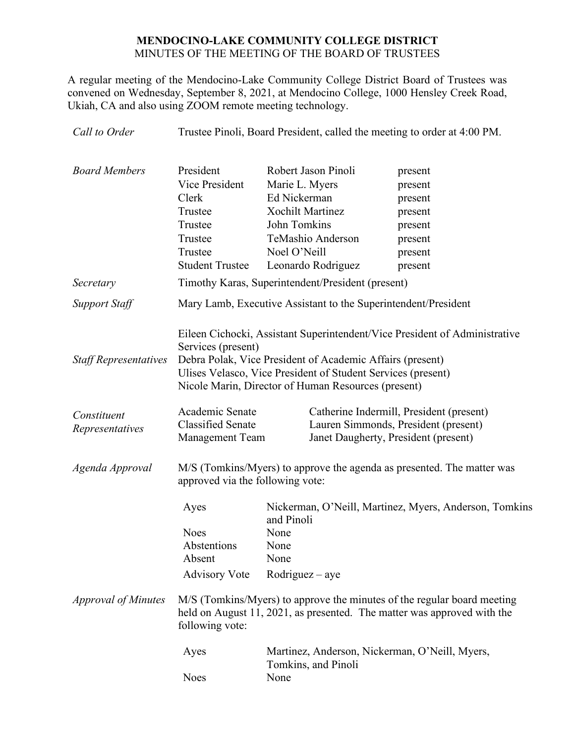**MENDOCINO-LAKE COMMUNITY COLLEGE DISTRICT**
MINUTES OF THE MEETING OF THE BOARD OF TRUSTEES

A regular meeting of the Mendocino-Lake Community College District Board of Trustees was convened on Wednesday, September 8, 2021, at Mendocino College, 1000 Hensley Creek Road, Ukiah, CA and also using ZOOM remote meeting technology.

*Call to Order* — Trustee Pinoli, Board President, called the meeting to order at 4:00 PM.

*Board Members*

| | | |
|---|---|---|
| President | Robert Jason Pinoli | present |
| Vice President | Marie L. Myers | present |
| Clerk | Ed Nickerman | present |
| Trustee | Xochilt Martinez | present |
| Trustee | John Tomkins | present |
| Trustee | TeMashio Anderson | present |
| Trustee | Noel O'Neill | present |
| Student Trustee | Leonardo Rodriguez | present |

*Secretary* — Timothy Karas, Superintendent/President (present)

*Support Staff* — Mary Lamb, Executive Assistant to the Superintendent/President

*Staff Representatives*

Eileen Cichocki, Assistant Superintendent/Vice President of Administrative Services (present)
Debra Polak, Vice President of Academic Affairs (present)
Ulises Velasco, Vice President of Student Services (present)
Nicole Marin, Director of Human Resources (present)

*Constituent Representatives*

| | |
|---|---|
| Academic Senate | Catherine Indermill, President (present) |
| Classified Senate | Lauren Simmonds, President (present) |
| Management Team | Janet Daugherty, President (present) |

*Agenda Approval* — M/S (Tomkins/Myers) to approve the agenda as presented. The matter was approved via the following vote:

| | |
|---|---|
| Ayes | Nickerman, O'Neill, Martinez, Myers, Anderson, Tomkins and Pinoli |
| Noes | None |
| Abstentions | None |
| Absent | None |
| Advisory Vote | Rodriguez – aye |

*Approval of Minutes* — M/S (Tomkins/Myers) to approve the minutes of the regular board meeting held on August 11, 2021, as presented. The matter was approved with the following vote:

| | |
|---|---|
| Ayes | Martinez, Anderson, Nickerman, O'Neill, Myers, Tomkins, and Pinoli |
| Noes | None |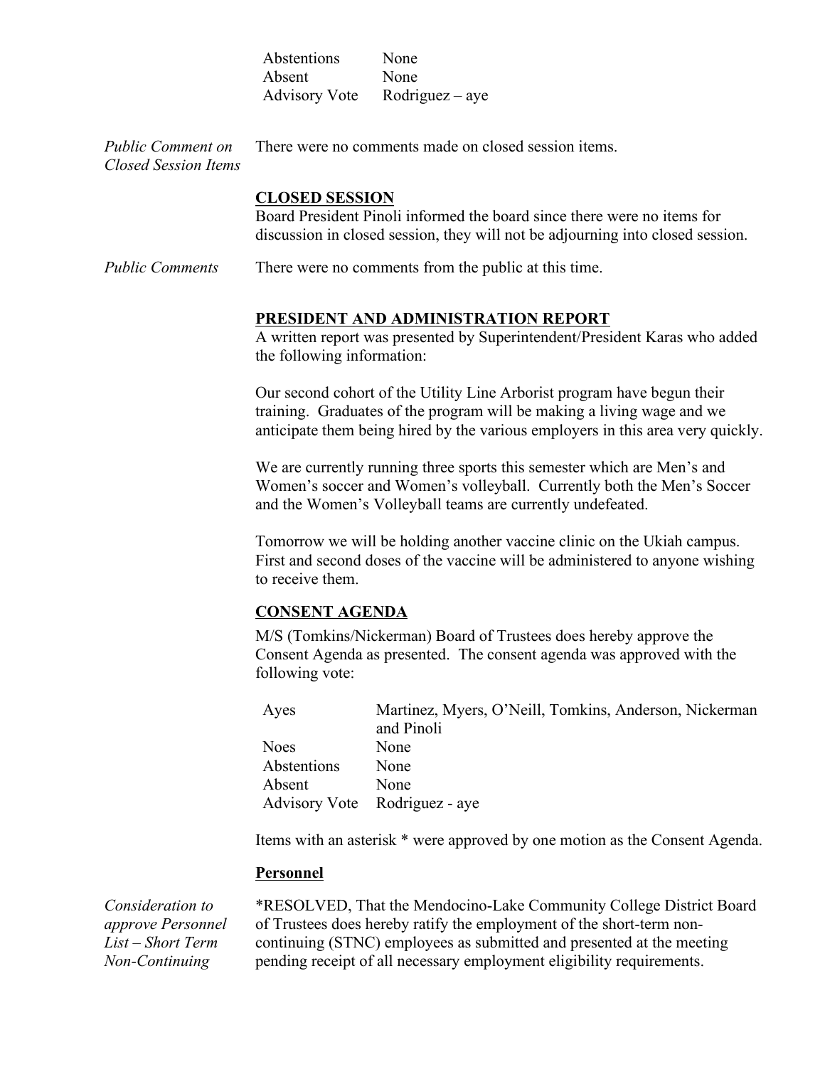| | |
|---|---|
| Abstentions | None |
| Absent | None |
| Advisory Vote | Rodriguez – aye |

*Public Comment on Closed Session Items*

There were no comments made on closed session items.

**CLOSED SESSION**

Board President Pinoli informed the board since there were no items for discussion in closed session, they will not be adjourning into closed session.

*Public Comments*

There were no comments from the public at this time.

**PRESIDENT AND ADMINISTRATION REPORT**

A written report was presented by Superintendent/President Karas who added the following information:

Our second cohort of the Utility Line Arborist program have begun their training. Graduates of the program will be making a living wage and we anticipate them being hired by the various employers in this area very quickly.

We are currently running three sports this semester which are Men's and Women's soccer and Women's volleyball. Currently both the Men's Soccer and the Women's Volleyball teams are currently undefeated.

Tomorrow we will be holding another vaccine clinic on the Ukiah campus. First and second doses of the vaccine will be administered to anyone wishing to receive them.

**CONSENT AGENDA**

M/S (Tomkins/Nickerman) Board of Trustees does hereby approve the Consent Agenda as presented. The consent agenda was approved with the following vote:

| | |
|---|---|
| Ayes | Martinez, Myers, O'Neill, Tomkins, Anderson, Nickerman and Pinoli |
| Noes | None |
| Abstentions | None |
| Absent | None |
| Advisory Vote | Rodriguez - aye |

Items with an asterisk * were approved by one motion as the Consent Agenda.

**Personnel**

*Consideration to approve Personnel List – Short Term Non-Continuing*

*RESOLVED, That the Mendocino-Lake Community College District Board of Trustees does hereby ratify the employment of the short-term non-continuing (STNC) employees as submitted and presented at the meeting pending receipt of all necessary employment eligibility requirements.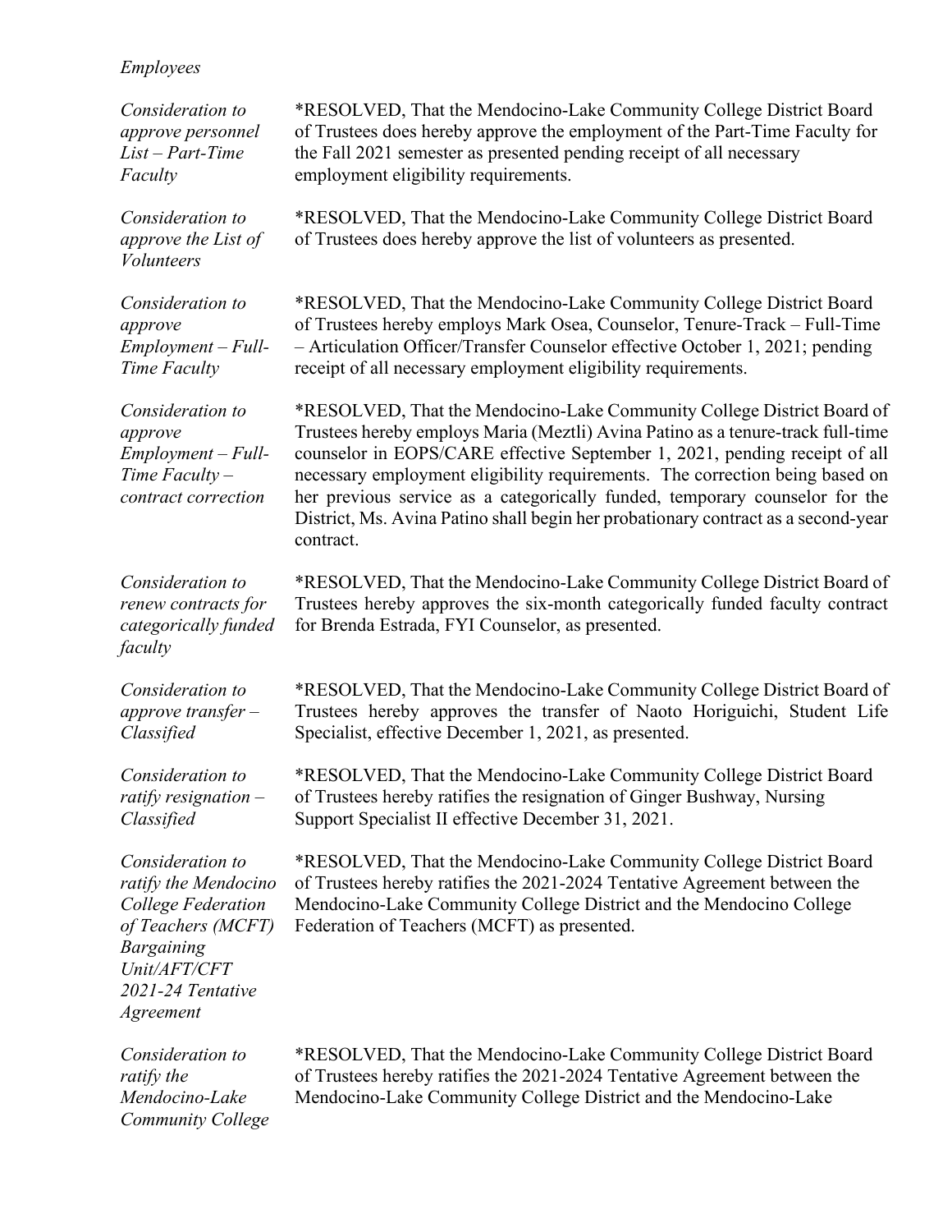*Employees*

| | |
|---|---|
| *Consideration to approve personnel List – Part-Time Faculty* | *RESOLVED, That the Mendocino-Lake Community College District Board of Trustees does hereby approve the employment of the Part-Time Faculty for the Fall 2021 semester as presented pending receipt of all necessary employment eligibility requirements. |
| *Consideration to approve the List of Volunteers* | *RESOLVED, That the Mendocino-Lake Community College District Board of Trustees does hereby approve the list of volunteers as presented. |
| *Consideration to approve Employment – Full-Time Faculty* | *RESOLVED, That the Mendocino-Lake Community College District Board of Trustees hereby employs Mark Osea, Counselor, Tenure-Track – Full-Time – Articulation Officer/Transfer Counselor effective October 1, 2021; pending receipt of all necessary employment eligibility requirements. |
| *Consideration to approve Employment – Full-Time Faculty – contract correction* | *RESOLVED, That the Mendocino-Lake Community College District Board of Trustees hereby employs Maria (Meztli) Avina Patino as a tenure-track full-time counselor in EOPS/CARE effective September 1, 2021, pending receipt of all necessary employment eligibility requirements. The correction being based on her previous service as a categorically funded, temporary counselor for the District, Ms. Avina Patino shall begin her probationary contract as a second-year contract. |
| *Consideration to renew contracts for categorically funded faculty* | *RESOLVED, That the Mendocino-Lake Community College District Board of Trustees hereby approves the six-month categorically funded faculty contract for Brenda Estrada, FYI Counselor, as presented. |
| *Consideration to approve transfer – Classified* | *RESOLVED, That the Mendocino-Lake Community College District Board of Trustees hereby approves the transfer of Naoto Horiguichi, Student Life Specialist, effective December 1, 2021, as presented. |
| *Consideration to ratify resignation – Classified* | *RESOLVED, That the Mendocino-Lake Community College District Board of Trustees hereby ratifies the resignation of Ginger Bushway, Nursing Support Specialist II effective December 31, 2021. |
| *Consideration to ratify the Mendocino College Federation of Teachers (MCFT) Bargaining Unit/AFT/CFT 2021-24 Tentative Agreement* | *RESOLVED, That the Mendocino-Lake Community College District Board of Trustees hereby ratifies the 2021-2024 Tentative Agreement between the Mendocino-Lake Community College District and the Mendocino College Federation of Teachers (MCFT) as presented. |
| *Consideration to ratify the Mendocino-Lake Community College* | *RESOLVED, That the Mendocino-Lake Community College District Board of Trustees hereby ratifies the 2021-2024 Tentative Agreement between the Mendocino-Lake Community College District and the Mendocino-Lake |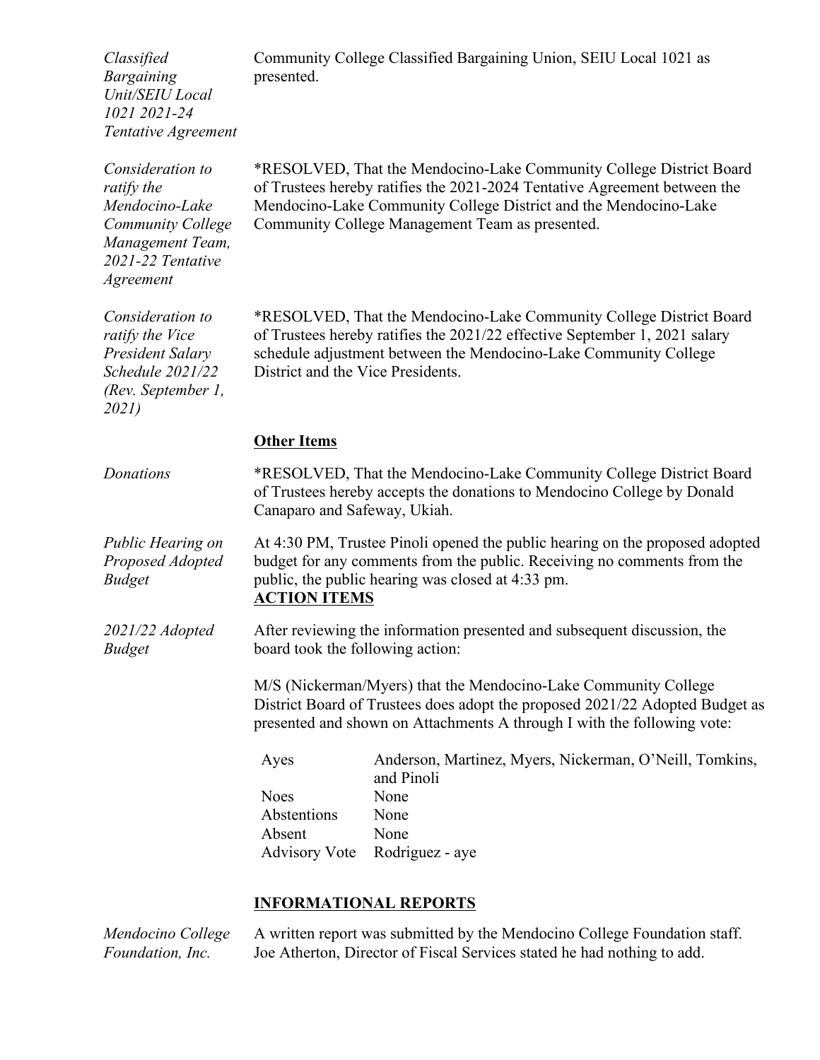*Classified Bargaining Unit/SEIU Local 1021 2021-24 Tentative Agreement*

Community College Classified Bargaining Union, SEIU Local 1021 as presented.

*Consideration to ratify the Mendocino-Lake Community College Management Team, 2021-22 Tentative Agreement*

*RESOLVED, That the Mendocino-Lake Community College District Board of Trustees hereby ratifies the 2021-2024 Tentative Agreement between the Mendocino-Lake Community College District and the Mendocino-Lake Community College Management Team as presented.

*Consideration to ratify the Vice President Salary Schedule 2021/22 (Rev. September 1, 2021)*

*RESOLVED, That the Mendocino-Lake Community College District Board of Trustees hereby ratifies the 2021/22 effective September 1, 2021 salary schedule adjustment between the Mendocino-Lake Community College District and the Vice Presidents.

**Other Items**

*Donations*

*RESOLVED, That the Mendocino-Lake Community College District Board of Trustees hereby accepts the donations to Mendocino College by Donald Canaparo and Safeway, Ukiah.

*Public Hearing on Proposed Adopted Budget*

At 4:30 PM, Trustee Pinoli opened the public hearing on the proposed adopted budget for any comments from the public. Receiving no comments from the public, the public hearing was closed at 4:33 pm.

**ACTION ITEMS**

*2021/22 Adopted Budget*

After reviewing the information presented and subsequent discussion, the board took the following action:

M/S (Nickerman/Myers) that the Mendocino-Lake Community College District Board of Trustees does adopt the proposed 2021/22 Adopted Budget as presented and shown on Attachments A through I with the following vote:

| | |
|---|---|
| Ayes | Anderson, Martinez, Myers, Nickerman, O'Neill, Tomkins, and Pinoli |
| Noes | None |
| Abstentions | None |
| Absent | None |
| Advisory Vote | Rodriguez - aye |

**INFORMATIONAL REPORTS**

*Mendocino College Foundation, Inc.*

A written report was submitted by the Mendocino College Foundation staff. Joe Atherton, Director of Fiscal Services stated he had nothing to add.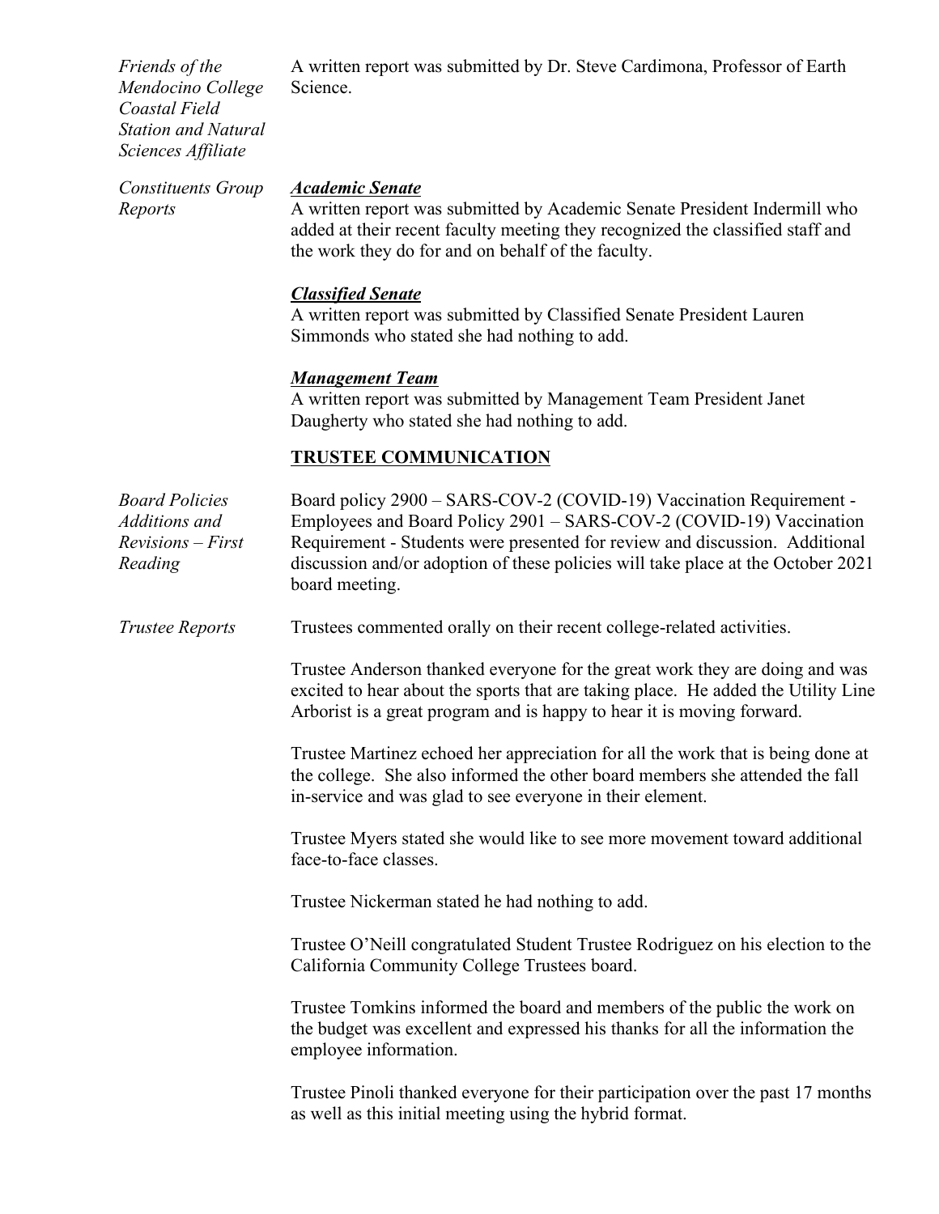*Friends of the Mendocino College Coastal Field Station and Natural Sciences Affiliate*

A written report was submitted by Dr. Steve Cardimona, Professor of Earth Science.

*Constituents Group Reports*

***Academic Senate***

A written report was submitted by Academic Senate President Indermill who added at their recent faculty meeting they recognized the classified staff and the work they do for and on behalf of the faculty.

***Classified Senate***

A written report was submitted by Classified Senate President Lauren Simmonds who stated she had nothing to add.

***Management Team***

A written report was submitted by Management Team President Janet Daugherty who stated she had nothing to add.

## TRUSTEE COMMUNICATION

*Board Policies Additions and Revisions – First Reading*

Board policy 2900 – SARS-COV-2 (COVID-19) Vaccination Requirement - Employees and Board Policy 2901 – SARS-COV-2 (COVID-19) Vaccination Requirement - Students were presented for review and discussion. Additional discussion and/or adoption of these policies will take place at the October 2021 board meeting.

*Trustee Reports*

Trustees commented orally on their recent college-related activities.

Trustee Anderson thanked everyone for the great work they are doing and was excited to hear about the sports that are taking place. He added the Utility Line Arborist is a great program and is happy to hear it is moving forward.

Trustee Martinez echoed her appreciation for all the work that is being done at the college. She also informed the other board members she attended the fall in-service and was glad to see everyone in their element.

Trustee Myers stated she would like to see more movement toward additional face-to-face classes.

Trustee Nickerman stated he had nothing to add.

Trustee O'Neill congratulated Student Trustee Rodriguez on his election to the California Community College Trustees board.

Trustee Tomkins informed the board and members of the public the work on the budget was excellent and expressed his thanks for all the information the employee information.

Trustee Pinoli thanked everyone for their participation over the past 17 months as well as this initial meeting using the hybrid format.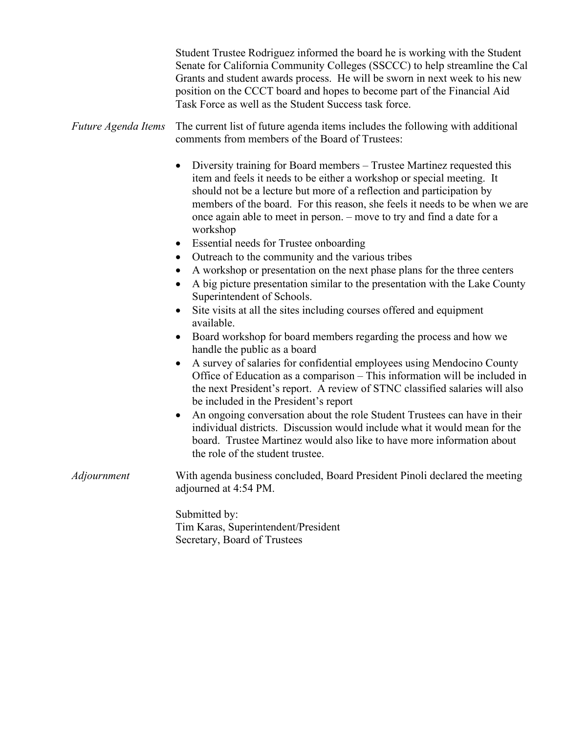Student Trustee Rodriguez informed the board he is working with the Student Senate for California Community Colleges (SSCCC) to help streamline the Cal Grants and student awards process. He will be sworn in next week to his new position on the CCCT board and hopes to become part of the Financial Aid Task Force as well as the Student Success task force.

*Future Agenda Items*

The current list of future agenda items includes the following with additional comments from members of the Board of Trustees:

- Diversity training for Board members – Trustee Martinez requested this item and feels it needs to be either a workshop or special meeting. It should not be a lecture but more of a reflection and participation by members of the board. For this reason, she feels it needs to be when we are once again able to meet in person. – move to try and find a date for a workshop
- Essential needs for Trustee onboarding
- Outreach to the community and the various tribes
- A workshop or presentation on the next phase plans for the three centers
- A big picture presentation similar to the presentation with the Lake County Superintendent of Schools.
- Site visits at all the sites including courses offered and equipment available.
- Board workshop for board members regarding the process and how we handle the public as a board
- A survey of salaries for confidential employees using Mendocino County Office of Education as a comparison – This information will be included in the next President's report. A review of STNC classified salaries will also be included in the President's report
- An ongoing conversation about the role Student Trustees can have in their individual districts. Discussion would include what it would mean for the board. Trustee Martinez would also like to have more information about the role of the student trustee.

*Adjournment*

With agenda business concluded, Board President Pinoli declared the meeting adjourned at 4:54 PM.

Submitted by:
Tim Karas, Superintendent/President
Secretary, Board of Trustees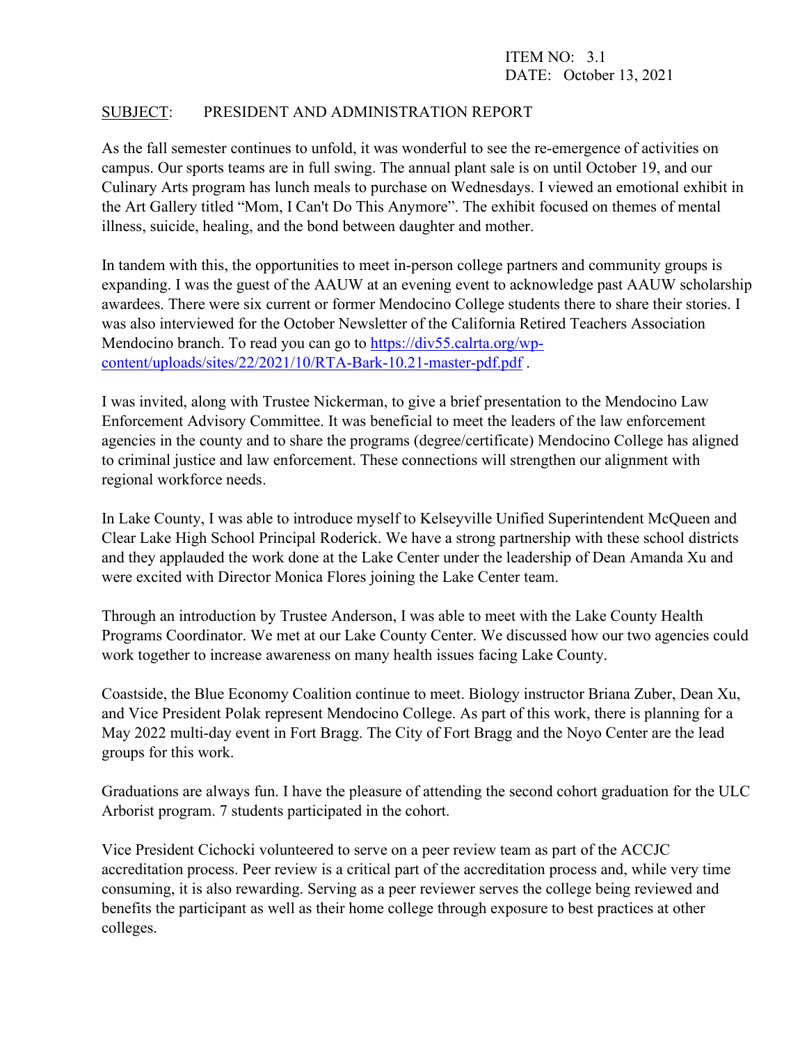ITEM NO: 3.1
DATE: October 13, 2021

SUBJECT: PRESIDENT AND ADMINISTRATION REPORT

As the fall semester continues to unfold, it was wonderful to see the re-emergence of activities on campus. Our sports teams are in full swing. The annual plant sale is on until October 19, and our Culinary Arts program has lunch meals to purchase on Wednesdays. I viewed an emotional exhibit in the Art Gallery titled "Mom, I Can't Do This Anymore". The exhibit focused on themes of mental illness, suicide, healing, and the bond between daughter and mother.

In tandem with this, the opportunities to meet in-person college partners and community groups is expanding. I was the guest of the AAUW at an evening event to acknowledge past AAUW scholarship awardees. There were six current or former Mendocino College students there to share their stories. I was also interviewed for the October Newsletter of the California Retired Teachers Association Mendocino branch. To read you can go to [https://div55.calrta.org/wp-content/uploads/sites/22/2021/10/RTA-Bark-10.21-master-pdf.pdf](https://div55.calrta.org/wp-content/uploads/sites/22/2021/10/RTA-Bark-10.21-master-pdf.pdf) .

I was invited, along with Trustee Nickerman, to give a brief presentation to the Mendocino Law Enforcement Advisory Committee. It was beneficial to meet the leaders of the law enforcement agencies in the county and to share the programs (degree/certificate) Mendocino College has aligned to criminal justice and law enforcement. These connections will strengthen our alignment with regional workforce needs.

In Lake County, I was able to introduce myself to Kelseyville Unified Superintendent McQueen and Clear Lake High School Principal Roderick. We have a strong partnership with these school districts and they applauded the work done at the Lake Center under the leadership of Dean Amanda Xu and were excited with Director Monica Flores joining the Lake Center team.

Through an introduction by Trustee Anderson, I was able to meet with the Lake County Health Programs Coordinator. We met at our Lake County Center. We discussed how our two agencies could work together to increase awareness on many health issues facing Lake County.

Coastside, the Blue Economy Coalition continue to meet. Biology instructor Briana Zuber, Dean Xu, and Vice President Polak represent Mendocino College. As part of this work, there is planning for a May 2022 multi-day event in Fort Bragg. The City of Fort Bragg and the Noyo Center are the lead groups for this work.

Graduations are always fun. I have the pleasure of attending the second cohort graduation for the ULC Arborist program. 7 students participated in the cohort.

Vice President Cichocki volunteered to serve on a peer review team as part of the ACCJC accreditation process. Peer review is a critical part of the accreditation process and, while very time consuming, it is also rewarding. Serving as a peer reviewer serves the college being reviewed and benefits the participant as well as their home college through exposure to best practices at other colleges.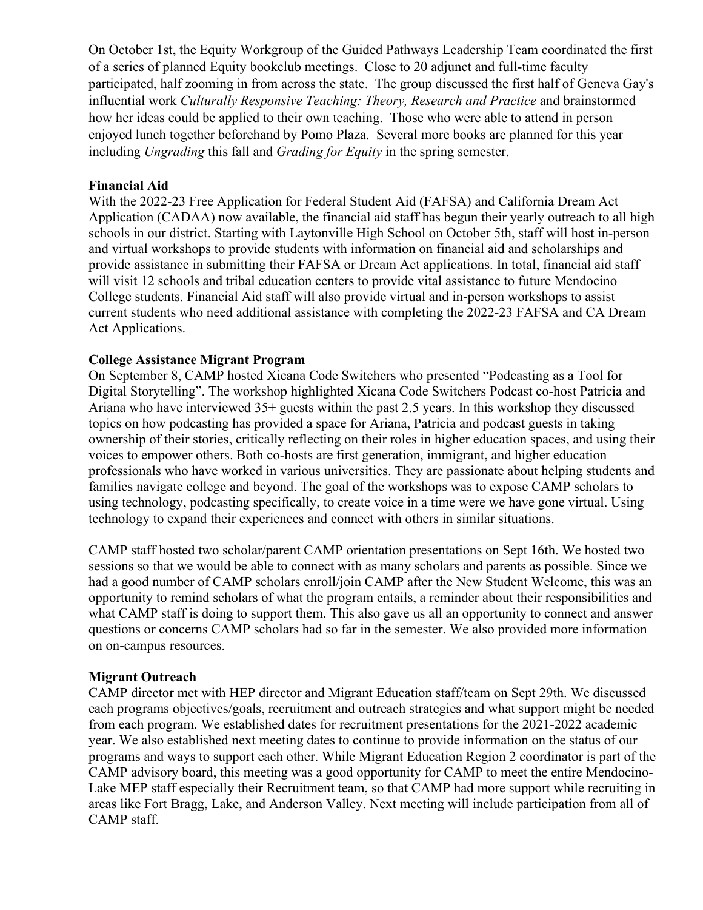On October 1st, the Equity Workgroup of the Guided Pathways Leadership Team coordinated the first of a series of planned Equity bookclub meetings. Close to 20 adjunct and full-time faculty participated, half zooming in from across the state. The group discussed the first half of Geneva Gay's influential work *Culturally Responsive Teaching: Theory, Research and Practice* and brainstormed how her ideas could be applied to their own teaching. Those who were able to attend in person enjoyed lunch together beforehand by Pomo Plaza. Several more books are planned for this year including *Ungrading* this fall and *Grading for Equity* in the spring semester.

**Financial Aid**

With the 2022-23 Free Application for Federal Student Aid (FAFSA) and California Dream Act Application (CADAA) now available, the financial aid staff has begun their yearly outreach to all high schools in our district. Starting with Laytonville High School on October 5th, staff will host in-person and virtual workshops to provide students with information on financial aid and scholarships and provide assistance in submitting their FAFSA or Dream Act applications. In total, financial aid staff will visit 12 schools and tribal education centers to provide vital assistance to future Mendocino College students. Financial Aid staff will also provide virtual and in-person workshops to assist current students who need additional assistance with completing the 2022-23 FAFSA and CA Dream Act Applications.

**College Assistance Migrant Program**

On September 8, CAMP hosted Xicana Code Switchers who presented "Podcasting as a Tool for Digital Storytelling". The workshop highlighted Xicana Code Switchers Podcast co-host Patricia and Ariana who have interviewed 35+ guests within the past 2.5 years. In this workshop they discussed topics on how podcasting has provided a space for Ariana, Patricia and podcast guests in taking ownership of their stories, critically reflecting on their roles in higher education spaces, and using their voices to empower others. Both co-hosts are first generation, immigrant, and higher education professionals who have worked in various universities. They are passionate about helping students and families navigate college and beyond. The goal of the workshops was to expose CAMP scholars to using technology, podcasting specifically, to create voice in a time were we have gone virtual. Using technology to expand their experiences and connect with others in similar situations.

CAMP staff hosted two scholar/parent CAMP orientation presentations on Sept 16th. We hosted two sessions so that we would be able to connect with as many scholars and parents as possible. Since we had a good number of CAMP scholars enroll/join CAMP after the New Student Welcome, this was an opportunity to remind scholars of what the program entails, a reminder about their responsibilities and what CAMP staff is doing to support them. This also gave us all an opportunity to connect and answer questions or concerns CAMP scholars had so far in the semester. We also provided more information on on-campus resources.

**Migrant Outreach**

CAMP director met with HEP director and Migrant Education staff/team on Sept 29th. We discussed each programs objectives/goals, recruitment and outreach strategies and what support might be needed from each program. We established dates for recruitment presentations for the 2021-2022 academic year. We also established next meeting dates to continue to provide information on the status of our programs and ways to support each other. While Migrant Education Region 2 coordinator is part of the CAMP advisory board, this meeting was a good opportunity for CAMP to meet the entire Mendocino-Lake MEP staff especially their Recruitment team, so that CAMP had more support while recruiting in areas like Fort Bragg, Lake, and Anderson Valley. Next meeting will include participation from all of CAMP staff.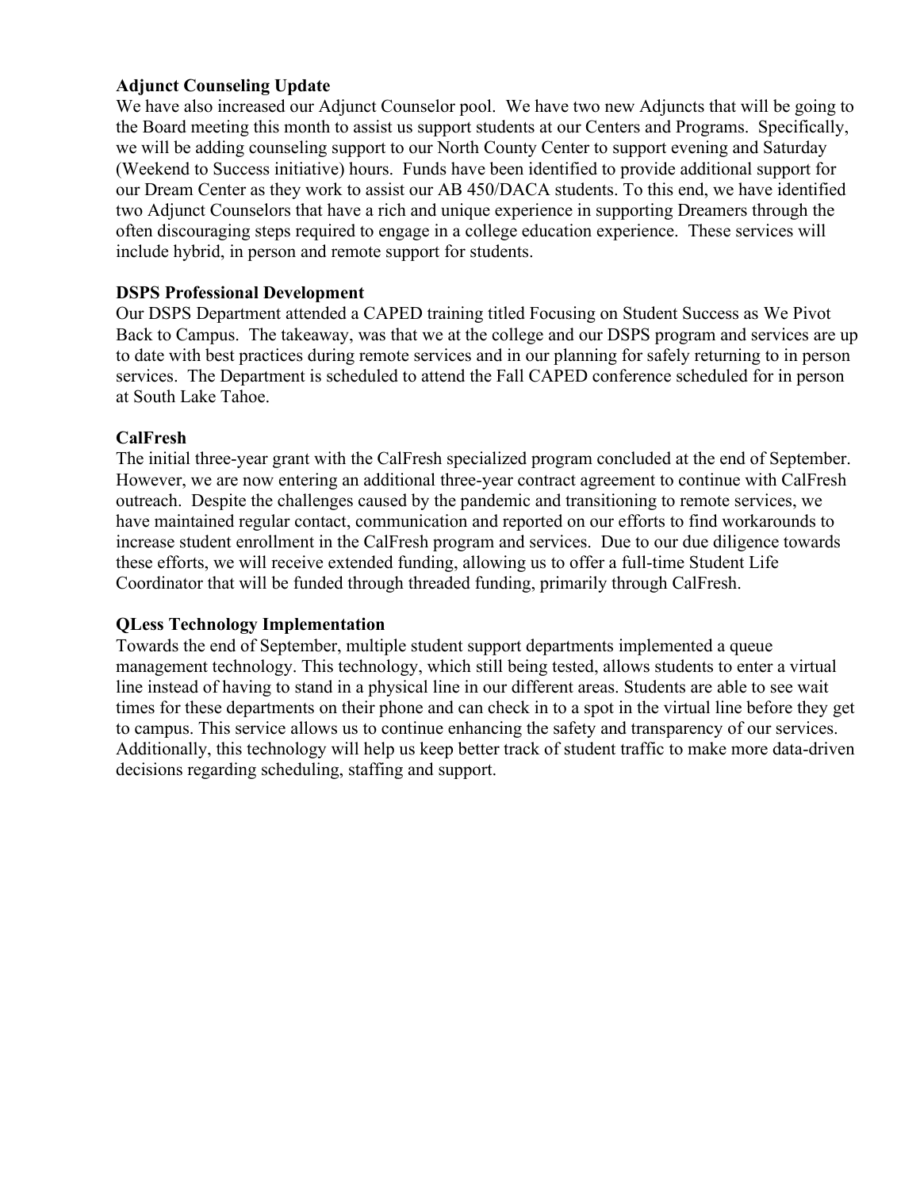**Adjunct Counseling Update**

We have also increased our Adjunct Counselor pool. We have two new Adjuncts that will be going to the Board meeting this month to assist us support students at our Centers and Programs. Specifically, we will be adding counseling support to our North County Center to support evening and Saturday (Weekend to Success initiative) hours. Funds have been identified to provide additional support for our Dream Center as they work to assist our AB 450/DACA students. To this end, we have identified two Adjunct Counselors that have a rich and unique experience in supporting Dreamers through the often discouraging steps required to engage in a college education experience. These services will include hybrid, in person and remote support for students.

**DSPS Professional Development**

Our DSPS Department attended a CAPED training titled Focusing on Student Success as We Pivot Back to Campus. The takeaway, was that we at the college and our DSPS program and services are up to date with best practices during remote services and in our planning for safely returning to in person services. The Department is scheduled to attend the Fall CAPED conference scheduled for in person at South Lake Tahoe.

**CalFresh**

The initial three-year grant with the CalFresh specialized program concluded at the end of September. However, we are now entering an additional three-year contract agreement to continue with CalFresh outreach. Despite the challenges caused by the pandemic and transitioning to remote services, we have maintained regular contact, communication and reported on our efforts to find workarounds to increase student enrollment in the CalFresh program and services. Due to our due diligence towards these efforts, we will receive extended funding, allowing us to offer a full-time Student Life Coordinator that will be funded through threaded funding, primarily through CalFresh.

**QLess Technology Implementation**

Towards the end of September, multiple student support departments implemented a queue management technology. This technology, which still being tested, allows students to enter a virtual line instead of having to stand in a physical line in our different areas. Students are able to see wait times for these departments on their phone and can check in to a spot in the virtual line before they get to campus. This service allows us to continue enhancing the safety and transparency of our services. Additionally, this technology will help us keep better track of student traffic to make more data-driven decisions regarding scheduling, staffing and support.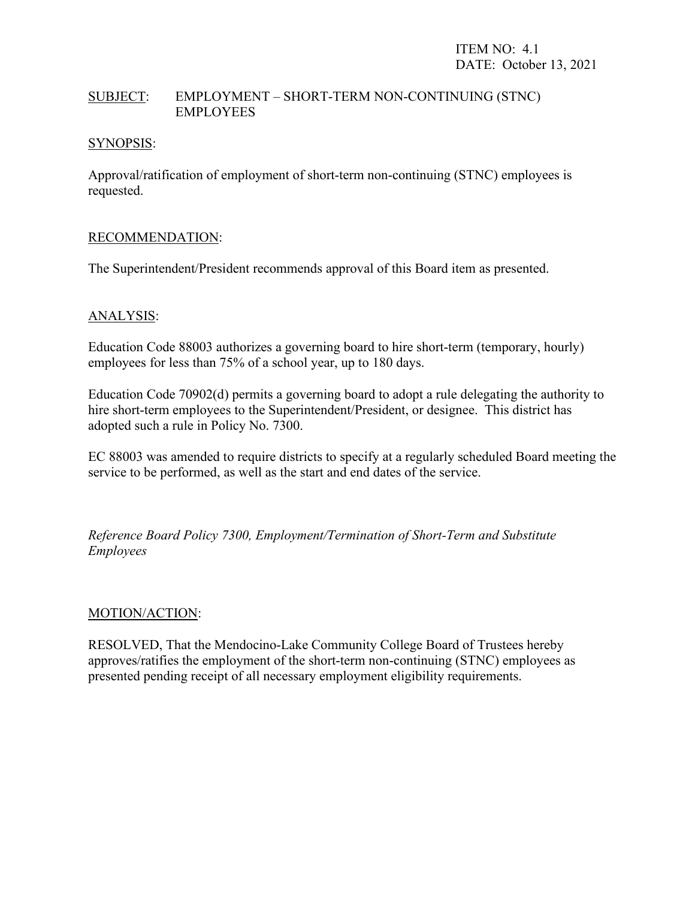ITEM NO: 4.1
DATE: October 13, 2021

SUBJECT: EMPLOYMENT – SHORT-TERM NON-CONTINUING (STNC) EMPLOYEES

SYNOPSIS:

Approval/ratification of employment of short-term non-continuing (STNC) employees is requested.

RECOMMENDATION:

The Superintendent/President recommends approval of this Board item as presented.

ANALYSIS:

Education Code 88003 authorizes a governing board to hire short-term (temporary, hourly) employees for less than 75% of a school year, up to 180 days.

Education Code 70902(d) permits a governing board to adopt a rule delegating the authority to hire short-term employees to the Superintendent/President, or designee. This district has adopted such a rule in Policy No. 7300.

EC 88003 was amended to require districts to specify at a regularly scheduled Board meeting the service to be performed, as well as the start and end dates of the service.

*Reference Board Policy 7300, Employment/Termination of Short-Term and Substitute Employees*

MOTION/ACTION:

RESOLVED, That the Mendocino-Lake Community College Board of Trustees hereby approves/ratifies the employment of the short-term non-continuing (STNC) employees as presented pending receipt of all necessary employment eligibility requirements.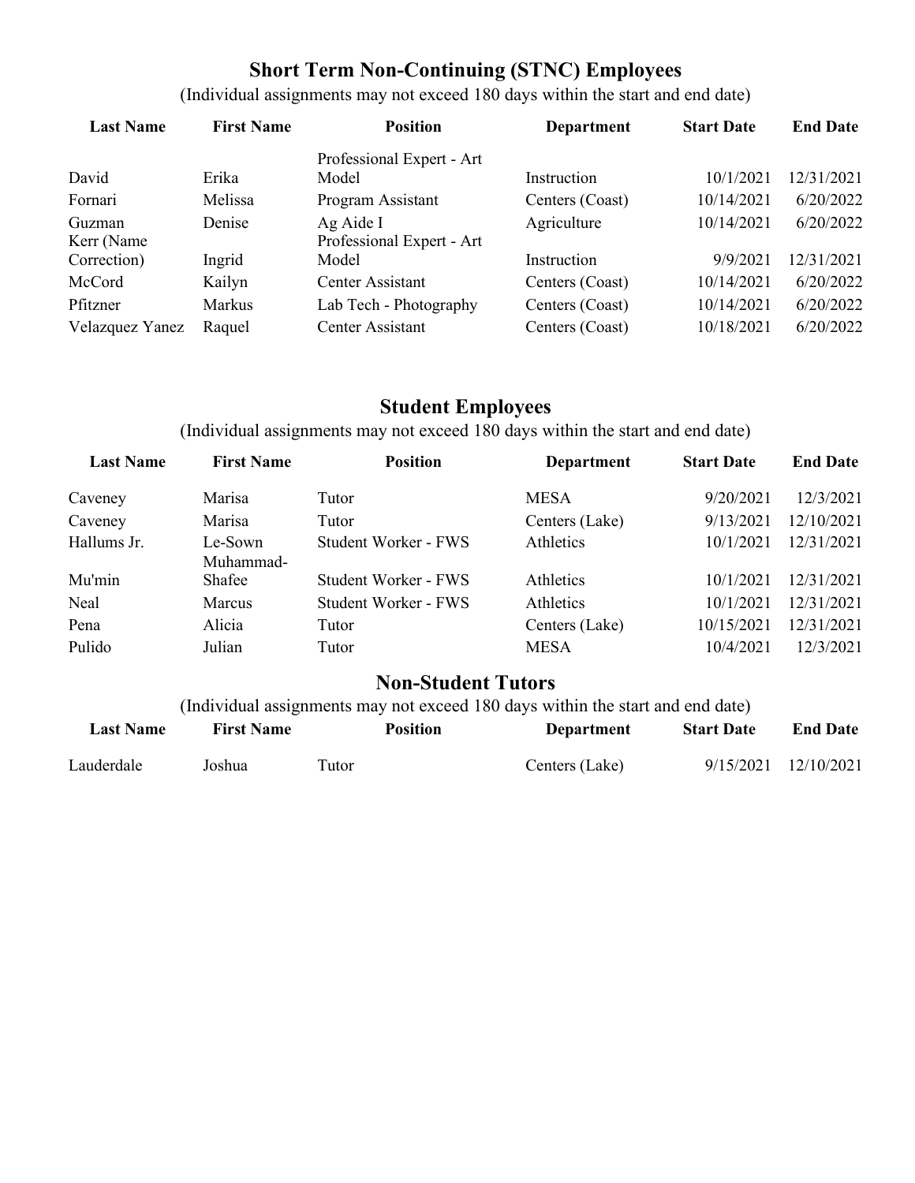## Short Term Non-Continuing (STNC) Employees

(Individual assignments may not exceed 180 days within the start and end date)

| Last Name | First Name | Position | Department | Start Date | End Date |
|---|---|---|---|---|---|
| David | Erika | Professional Expert - Art Model | Instruction | 10/1/2021 | 12/31/2021 |
| Fornari | Melissa | Program Assistant | Centers (Coast) | 10/14/2021 | 6/20/2022 |
| Guzman | Denise | Ag Aide I | Agriculture | 10/14/2021 | 6/20/2022 |
| Kerr (Name Correction) | Ingrid | Professional Expert - Art Model | Instruction | 9/9/2021 | 12/31/2021 |
| McCord | Kailyn | Center Assistant | Centers (Coast) | 10/14/2021 | 6/20/2022 |
| Pfitzner | Markus | Lab Tech - Photography | Centers (Coast) | 10/14/2021 | 6/20/2022 |
| Velazquez Yanez | Raquel | Center Assistant | Centers (Coast) | 10/18/2021 | 6/20/2022 |

## Student Employees

(Individual assignments may not exceed 180 days within the start and end date)

| Last Name | First Name | Position | Department | Start Date | End Date |
|---|---|---|---|---|---|
| Caveney | Marisa | Tutor | MESA | 9/20/2021 | 12/3/2021 |
| Caveney | Marisa | Tutor | Centers (Lake) | 9/13/2021 | 12/10/2021 |
| Hallums Jr. | Le-Sown | Student Worker - FWS | Athletics | 10/1/2021 | 12/31/2021 |
| Mu'min | Muhammad-Shafee | Student Worker - FWS | Athletics | 10/1/2021 | 12/31/2021 |
| Neal | Marcus | Student Worker - FWS | Athletics | 10/1/2021 | 12/31/2021 |
| Pena | Alicia | Tutor | Centers (Lake) | 10/15/2021 | 12/31/2021 |
| Pulido | Julian | Tutor | MESA | 10/4/2021 | 12/3/2021 |

## Non-Student Tutors

(Individual assignments may not exceed 180 days within the start and end date)

| Last Name | First Name | Position | Department | Start Date | End Date |
|---|---|---|---|---|---|
| Lauderdale | Joshua | Tutor | Centers (Lake) | 9/15/2021 | 12/10/2021 |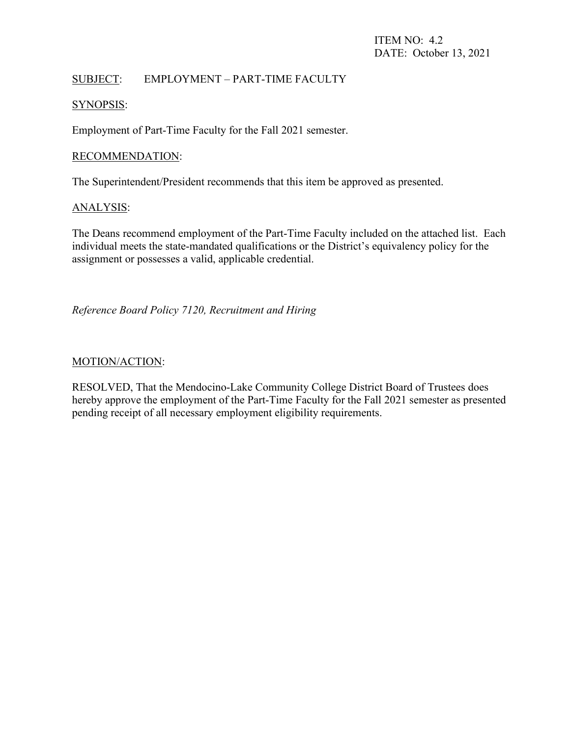ITEM NO: 4.2
DATE: October 13, 2021

SUBJECT: EMPLOYMENT – PART-TIME FACULTY

SYNOPSIS:

Employment of Part-Time Faculty for the Fall 2021 semester.

RECOMMENDATION:

The Superintendent/President recommends that this item be approved as presented.

ANALYSIS:

The Deans recommend employment of the Part-Time Faculty included on the attached list. Each individual meets the state-mandated qualifications or the District's equivalency policy for the assignment or possesses a valid, applicable credential.

*Reference Board Policy 7120, Recruitment and Hiring*

MOTION/ACTION:

RESOLVED, That the Mendocino-Lake Community College District Board of Trustees does hereby approve the employment of the Part-Time Faculty for the Fall 2021 semester as presented pending receipt of all necessary employment eligibility requirements.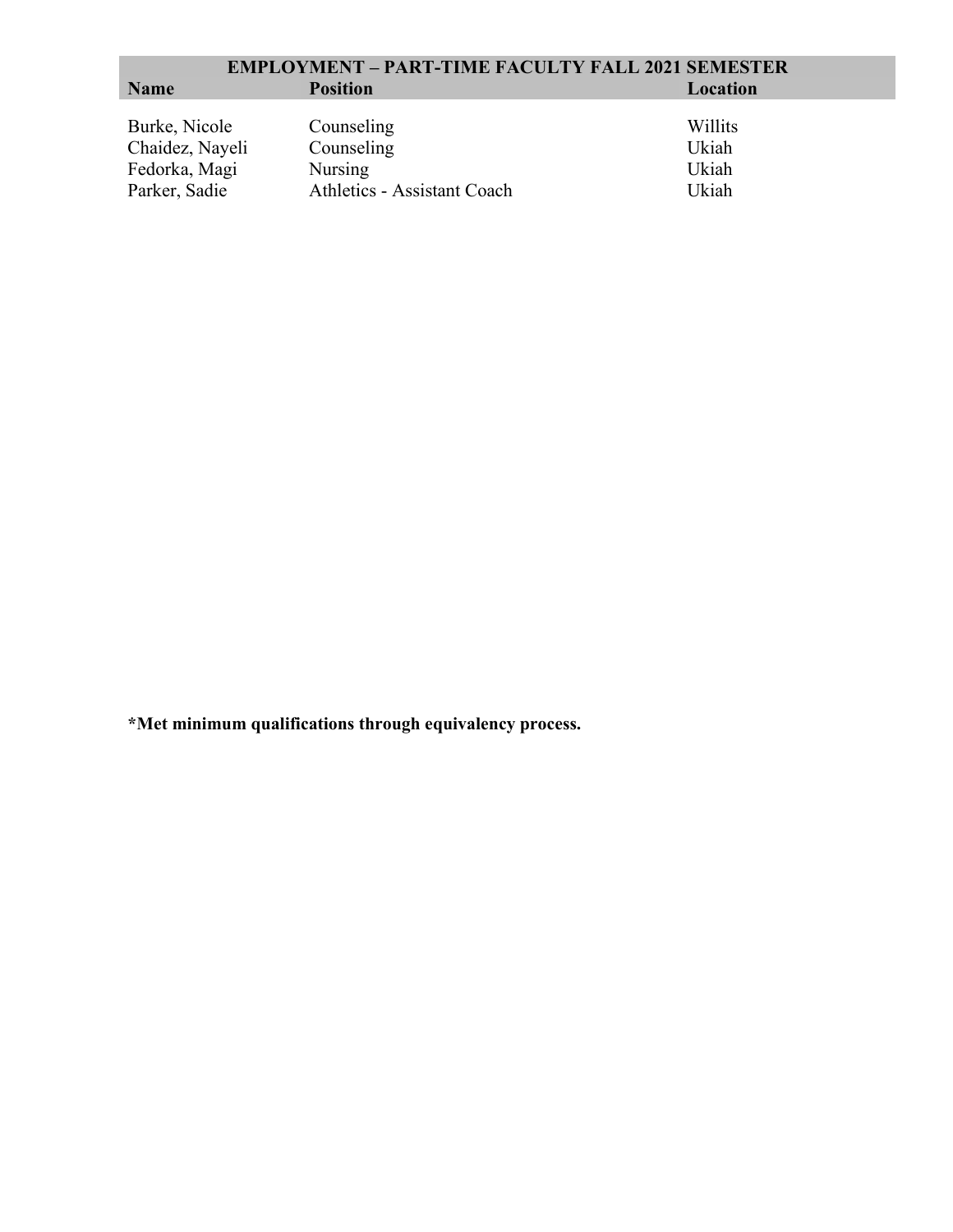| EMPLOYMENT – PART-TIME FACULTY FALL 2021 SEMESTER | | |
|---|---|---|
| **Name** | **Position** | **Location** |
| Burke, Nicole | Counseling | Willits |
| Chaidez, Nayeli | Counseling | Ukiah |
| Fedorka, Magi | Nursing | Ukiah |
| Parker, Sadie | Athletics - Assistant Coach | Ukiah |

**\*Met minimum qualifications through equivalency process.**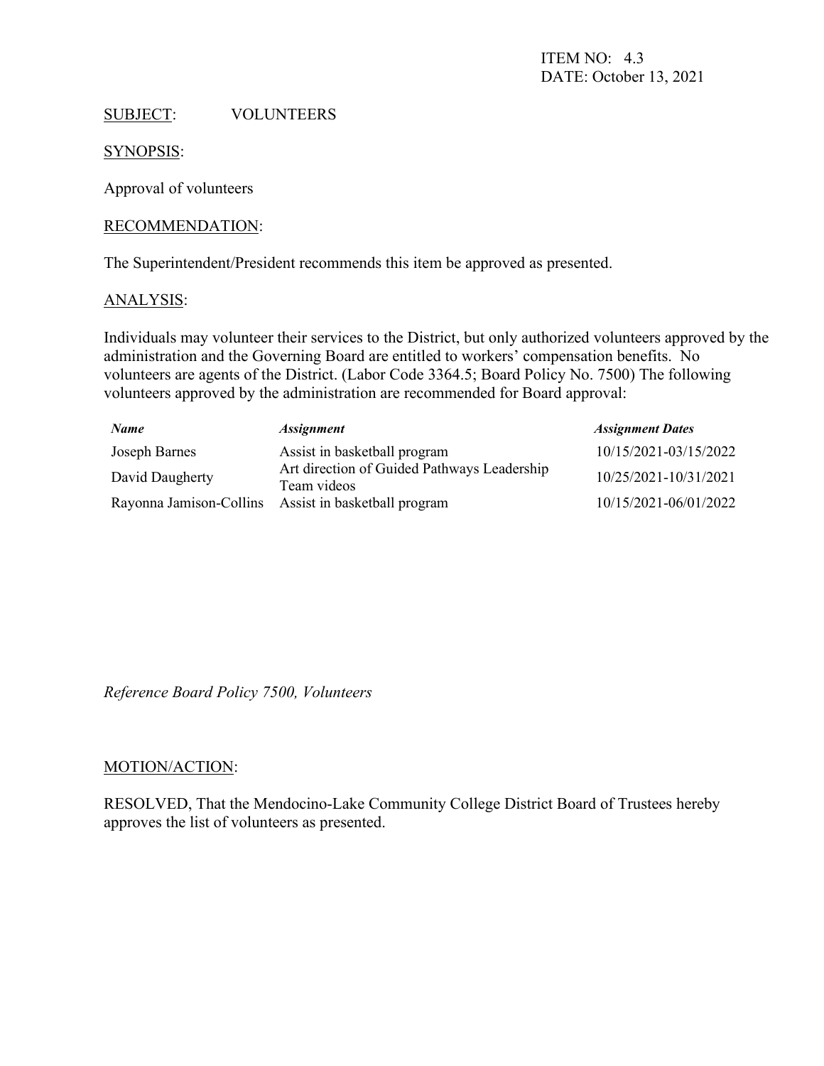ITEM NO: 4.3
DATE: October 13, 2021

SUBJECT: VOLUNTEERS

SYNOPSIS:

Approval of volunteers

RECOMMENDATION:

The Superintendent/President recommends this item be approved as presented.

ANALYSIS:

Individuals may volunteer their services to the District, but only authorized volunteers approved by the administration and the Governing Board are entitled to workers' compensation benefits. No volunteers are agents of the District. (Labor Code 3364.5; Board Policy No. 7500) The following volunteers approved by the administration are recommended for Board approval:

| *Name* | *Assignment* | *Assignment Dates* |
| --- | --- | --- |
| Joseph Barnes | Assist in basketball program | 10/15/2021-03/15/2022 |
| David Daugherty | Art direction of Guided Pathways Leadership Team videos | 10/25/2021-10/31/2021 |
| Rayonna Jamison-Collins | Assist in basketball program | 10/15/2021-06/01/2022 |

*Reference Board Policy 7500, Volunteers*

MOTION/ACTION:

RESOLVED, That the Mendocino-Lake Community College District Board of Trustees hereby approves the list of volunteers as presented.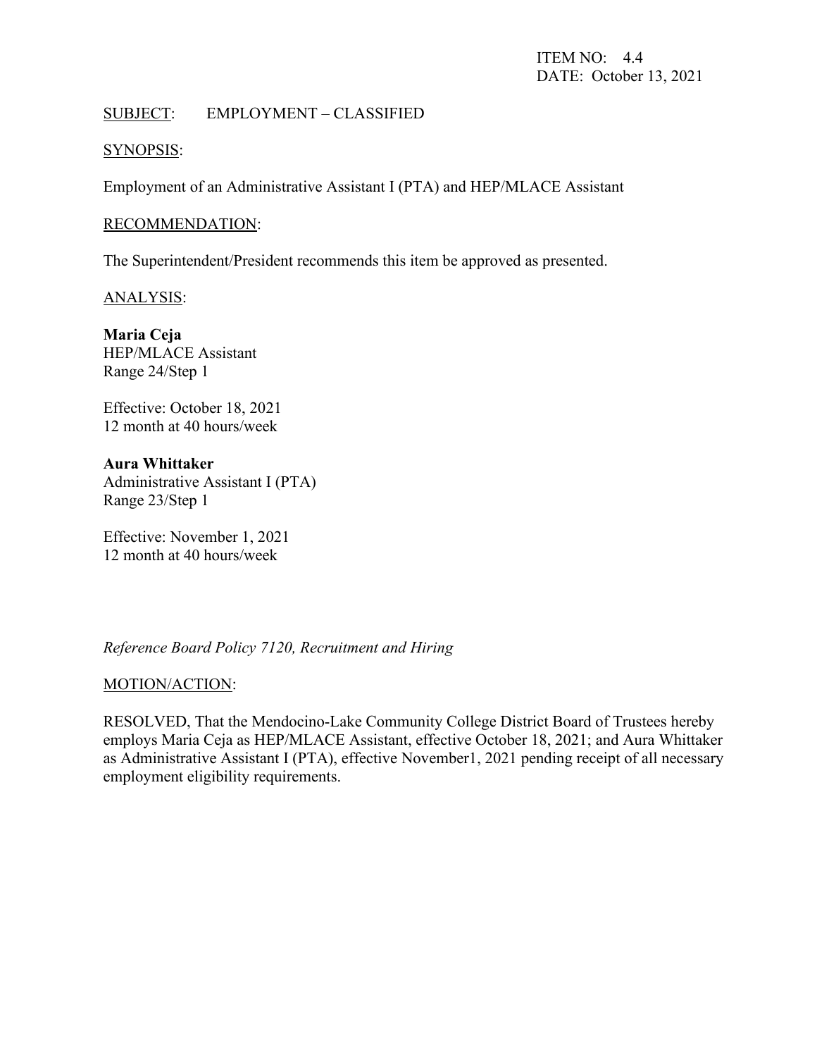ITEM NO: 4.4
DATE: October 13, 2021

SUBJECT: EMPLOYMENT – CLASSIFIED

SYNOPSIS:

Employment of an Administrative Assistant I (PTA) and HEP/MLACE Assistant

RECOMMENDATION:

The Superintendent/President recommends this item be approved as presented.

ANALYSIS:

**Maria Ceja**
HEP/MLACE Assistant
Range 24/Step 1

Effective: October 18, 2021
12 month at 40 hours/week

**Aura Whittaker**
Administrative Assistant I (PTA)
Range 23/Step 1

Effective: November 1, 2021
12 month at 40 hours/week

*Reference Board Policy 7120, Recruitment and Hiring*

MOTION/ACTION:

RESOLVED, That the Mendocino-Lake Community College District Board of Trustees hereby employs Maria Ceja as HEP/MLACE Assistant, effective October 18, 2021; and Aura Whittaker as Administrative Assistant I (PTA), effective November1, 2021 pending receipt of all necessary employment eligibility requirements.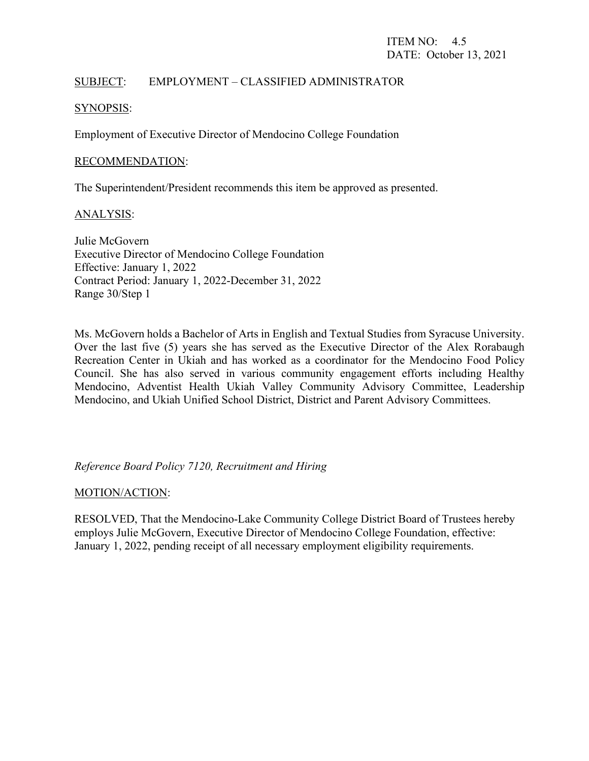ITEM NO: 4.5
DATE: October 13, 2021

SUBJECT: EMPLOYMENT – CLASSIFIED ADMINISTRATOR

SYNOPSIS:

Employment of Executive Director of Mendocino College Foundation

RECOMMENDATION:

The Superintendent/President recommends this item be approved as presented.

ANALYSIS:

Julie McGovern
Executive Director of Mendocino College Foundation
Effective: January 1, 2022
Contract Period: January 1, 2022-December 31, 2022
Range 30/Step 1

Ms. McGovern holds a Bachelor of Arts in English and Textual Studies from Syracuse University. Over the last five (5) years she has served as the Executive Director of the Alex Rorabaugh Recreation Center in Ukiah and has worked as a coordinator for the Mendocino Food Policy Council. She has also served in various community engagement efforts including Healthy Mendocino, Adventist Health Ukiah Valley Community Advisory Committee, Leadership Mendocino, and Ukiah Unified School District, District and Parent Advisory Committees.

*Reference Board Policy 7120, Recruitment and Hiring*

MOTION/ACTION:

RESOLVED, That the Mendocino-Lake Community College District Board of Trustees hereby employs Julie McGovern, Executive Director of Mendocino College Foundation, effective: January 1, 2022, pending receipt of all necessary employment eligibility requirements.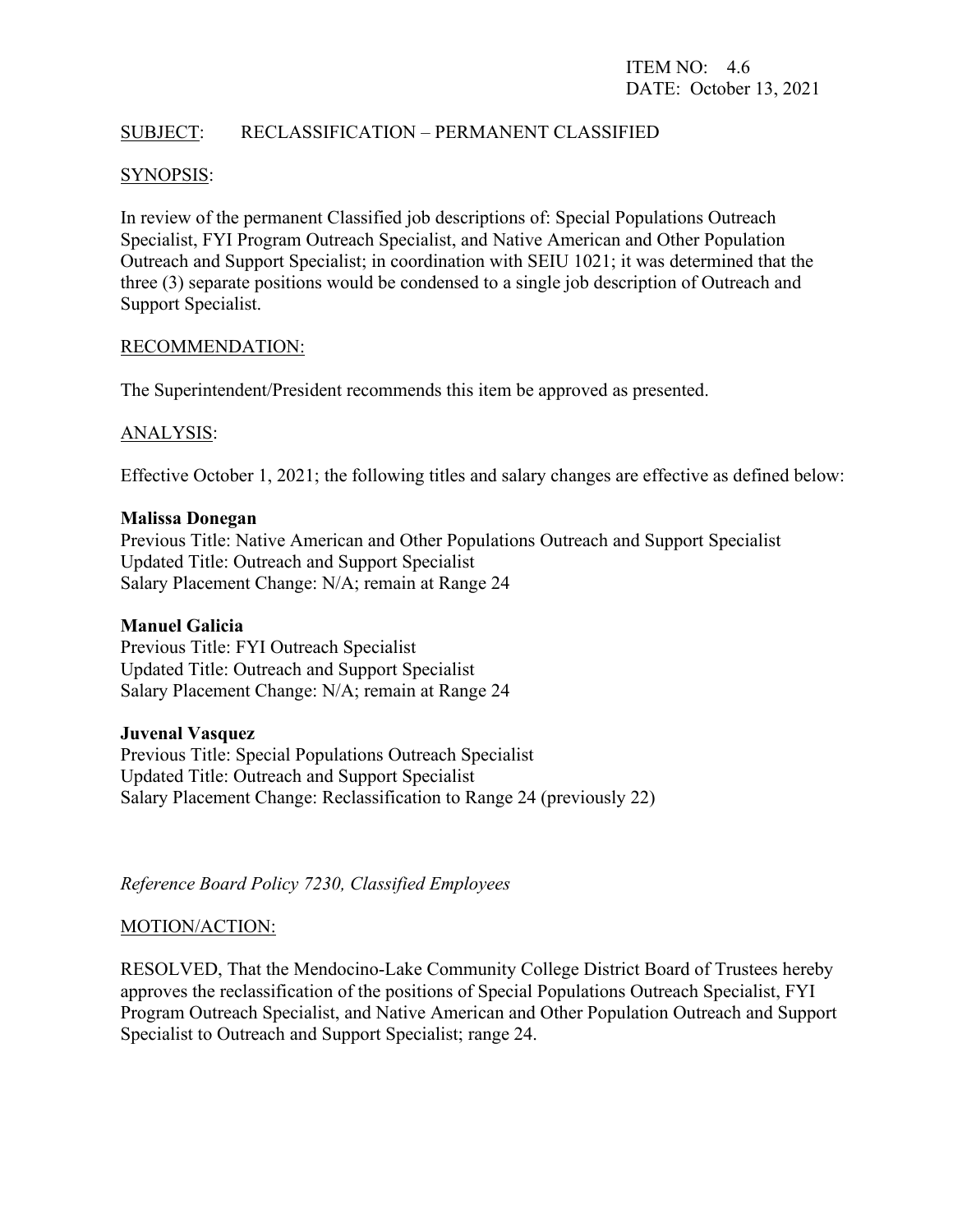ITEM NO: 4.6
DATE: October 13, 2021

SUBJECT: RECLASSIFICATION – PERMANENT CLASSIFIED

SYNOPSIS:

In review of the permanent Classified job descriptions of: Special Populations Outreach Specialist, FYI Program Outreach Specialist, and Native American and Other Population Outreach and Support Specialist; in coordination with SEIU 1021; it was determined that the three (3) separate positions would be condensed to a single job description of Outreach and Support Specialist.

RECOMMENDATION:

The Superintendent/President recommends this item be approved as presented.

ANALYSIS:

Effective October 1, 2021; the following titles and salary changes are effective as defined below:

**Malissa Donegan**
Previous Title: Native American and Other Populations Outreach and Support Specialist
Updated Title: Outreach and Support Specialist
Salary Placement Change: N/A; remain at Range 24

**Manuel Galicia**
Previous Title: FYI Outreach Specialist
Updated Title: Outreach and Support Specialist
Salary Placement Change: N/A; remain at Range 24

**Juvenal Vasquez**
Previous Title: Special Populations Outreach Specialist
Updated Title: Outreach and Support Specialist
Salary Placement Change: Reclassification to Range 24 (previously 22)

*Reference Board Policy 7230, Classified Employees*

MOTION/ACTION:

RESOLVED, That the Mendocino-Lake Community College District Board of Trustees hereby approves the reclassification of the positions of Special Populations Outreach Specialist, FYI Program Outreach Specialist, and Native American and Other Population Outreach and Support Specialist to Outreach and Support Specialist; range 24.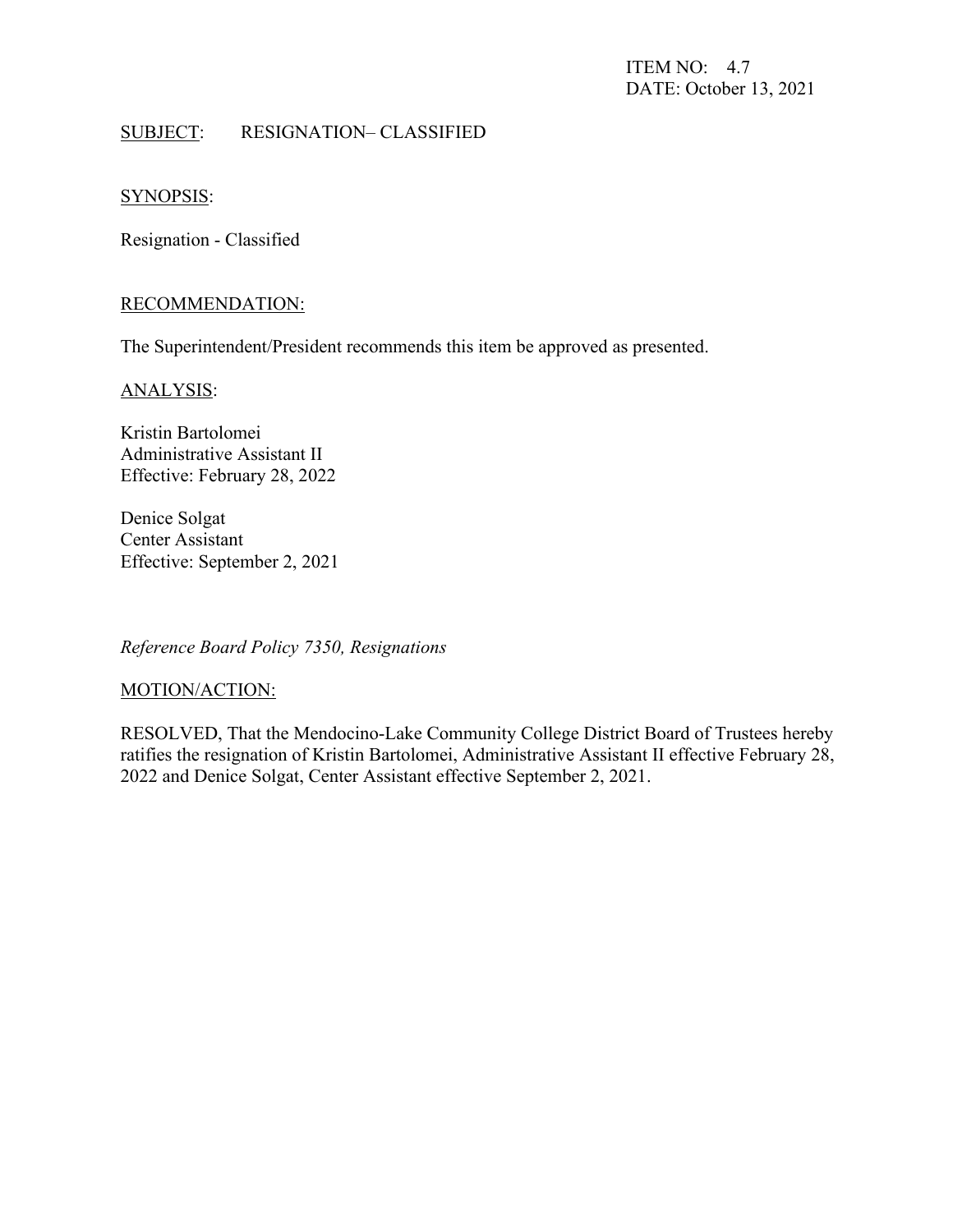ITEM NO: 4.7
DATE: October 13, 2021

SUBJECT: RESIGNATION– CLASSIFIED

SYNOPSIS:

Resignation - Classified

RECOMMENDATION:

The Superintendent/President recommends this item be approved as presented.

ANALYSIS:

Kristin Bartolomei
Administrative Assistant II
Effective: February 28, 2022

Denice Solgat
Center Assistant
Effective: September 2, 2021

*Reference Board Policy 7350, Resignations*

MOTION/ACTION:

RESOLVED, That the Mendocino-Lake Community College District Board of Trustees hereby ratifies the resignation of Kristin Bartolomei, Administrative Assistant II effective February 28, 2022 and Denice Solgat, Center Assistant effective September 2, 2021.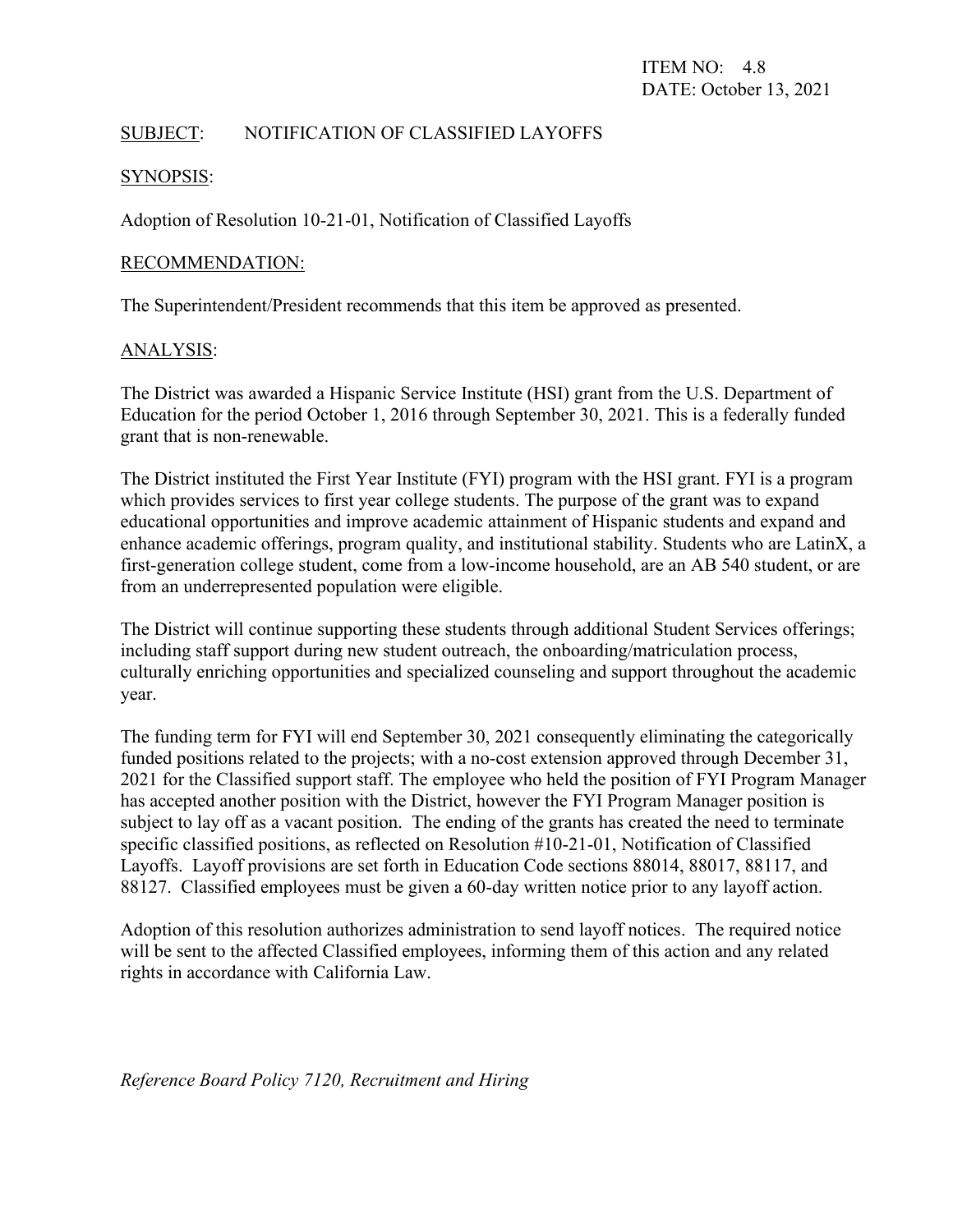ITEM NO: 4.8
DATE: October 13, 2021

SUBJECT: NOTIFICATION OF CLASSIFIED LAYOFFS

SYNOPSIS:

Adoption of Resolution 10-21-01, Notification of Classified Layoffs

RECOMMENDATION:

The Superintendent/President recommends that this item be approved as presented.

ANALYSIS:

The District was awarded a Hispanic Service Institute (HSI) grant from the U.S. Department of Education for the period October 1, 2016 through September 30, 2021. This is a federally funded grant that is non-renewable.

The District instituted the First Year Institute (FYI) program with the HSI grant. FYI is a program which provides services to first year college students. The purpose of the grant was to expand educational opportunities and improve academic attainment of Hispanic students and expand and enhance academic offerings, program quality, and institutional stability. Students who are LatinX, a first-generation college student, come from a low-income household, are an AB 540 student, or are from an underrepresented population were eligible.

The District will continue supporting these students through additional Student Services offerings; including staff support during new student outreach, the onboarding/matriculation process, culturally enriching opportunities and specialized counseling and support throughout the academic year.

The funding term for FYI will end September 30, 2021 consequently eliminating the categorically funded positions related to the projects; with a no-cost extension approved through December 31, 2021 for the Classified support staff. The employee who held the position of FYI Program Manager has accepted another position with the District, however the FYI Program Manager position is subject to lay off as a vacant position. The ending of the grants has created the need to terminate specific classified positions, as reflected on Resolution #10-21-01, Notification of Classified Layoffs. Layoff provisions are set forth in Education Code sections 88014, 88017, 88117, and 88127. Classified employees must be given a 60-day written notice prior to any layoff action.

Adoption of this resolution authorizes administration to send layoff notices. The required notice will be sent to the affected Classified employees, informing them of this action and any related rights in accordance with California Law.

*Reference Board Policy 7120, Recruitment and Hiring*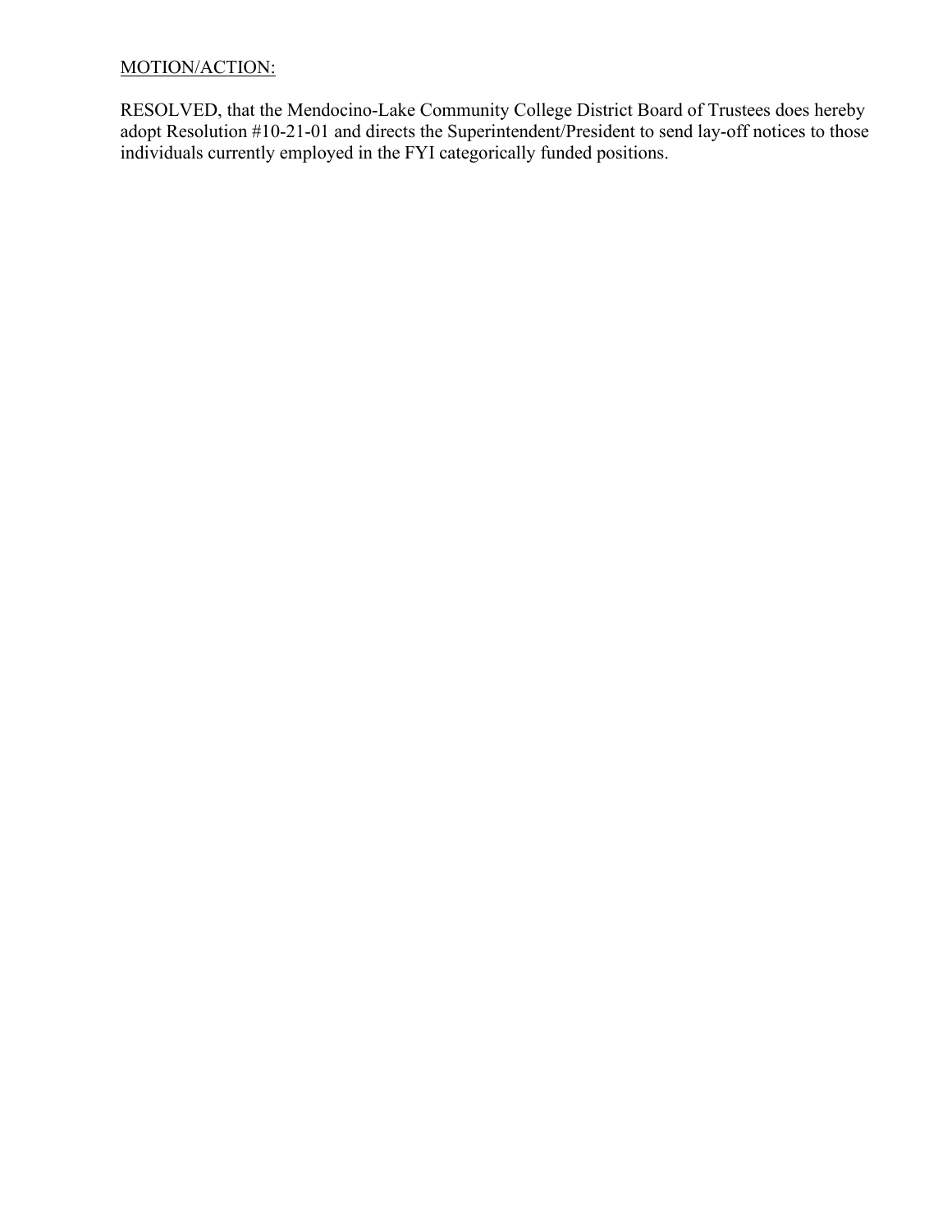MOTION/ACTION:

RESOLVED, that the Mendocino-Lake Community College District Board of Trustees does hereby adopt Resolution #10-21-01 and directs the Superintendent/President to send lay-off notices to those individuals currently employed in the FYI categorically funded positions.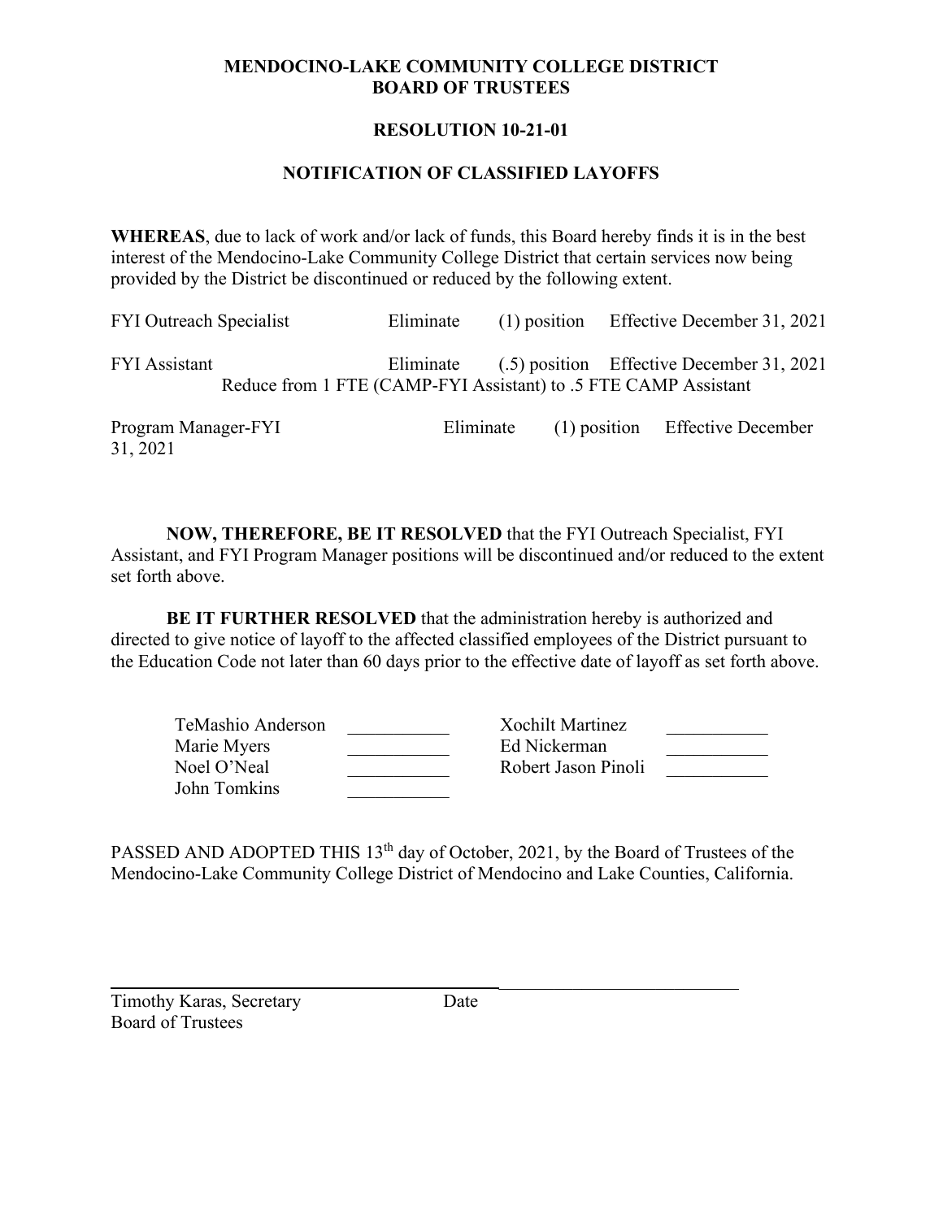**MENDOCINO-LAKE COMMUNITY COLLEGE DISTRICT**
**BOARD OF TRUSTEES**

**RESOLUTION 10-21-01**

**NOTIFICATION OF CLASSIFIED LAYOFFS**

**WHEREAS**, due to lack of work and/or lack of funds, this Board hereby finds it is in the best interest of the Mendocino-Lake Community College District that certain services now being provided by the District be discontinued or reduced by the following extent.

| | | | |
|---|---|---|---|
| FYI Outreach Specialist | Eliminate | (1) position | Effective December 31, 2021 |
| FYI Assistant | Eliminate | (.5) position | Effective December 31, 2021 |
| Reduce from 1 FTE (CAMP-FYI Assistant) to .5 FTE CAMP Assistant | | | |
| Program Manager-FYI | Eliminate | (1) position | Effective December 31, 2021 |

**NOW, THEREFORE, BE IT RESOLVED** that the FYI Outreach Specialist, FYI Assistant, and FYI Program Manager positions will be discontinued and/or reduced to the extent set forth above.

**BE IT FURTHER RESOLVED** that the administration hereby is authorized and directed to give notice of layoff to the affected classified employees of the District pursuant to the Education Code not later than 60 days prior to the effective date of layoff as set forth above.

| | | | |
|---|---|---|---|
| TeMashio Anderson | ___________ | Xochilt Martinez | ___________ |
| Marie Myers | ___________ | Ed Nickerman | ___________ |
| Noel O'Neal | ___________ | Robert Jason Pinoli | ___________ |
| John Tomkins | ___________ | | |

PASSED AND ADOPTED THIS 13th day of October, 2021, by the Board of Trustees of the Mendocino-Lake Community College District of Mendocino and Lake Counties, California.

_______________________________________ _______________________

Timothy Karas, Secretary Date
Board of Trustees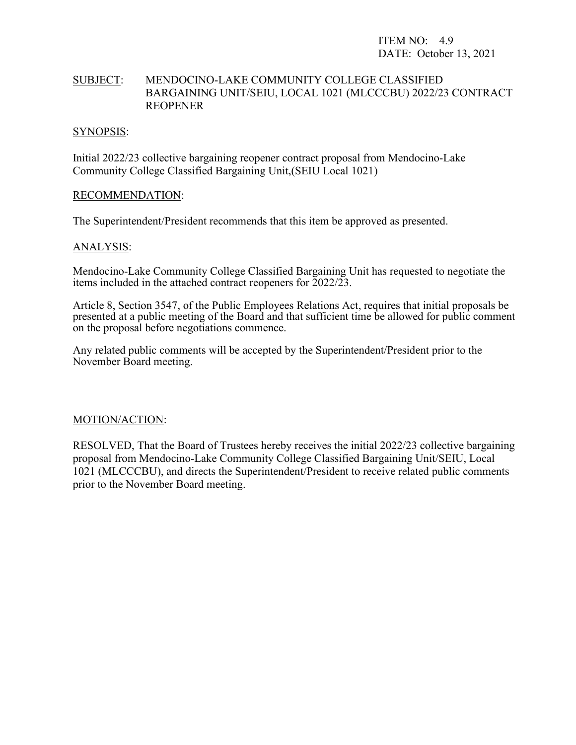ITEM NO: 4.9
DATE: October 13, 2021

SUBJECT: MENDOCINO-LAKE COMMUNITY COLLEGE CLASSIFIED BARGAINING UNIT/SEIU, LOCAL 1021 (MLCCCBU) 2022/23 CONTRACT REOPENER

SYNOPSIS:

Initial 2022/23 collective bargaining reopener contract proposal from Mendocino-Lake Community College Classified Bargaining Unit,(SEIU Local 1021)

RECOMMENDATION:

The Superintendent/President recommends that this item be approved as presented.

ANALYSIS:

Mendocino-Lake Community College Classified Bargaining Unit has requested to negotiate the items included in the attached contract reopeners for 2022/23.

Article 8, Section 3547, of the Public Employees Relations Act, requires that initial proposals be presented at a public meeting of the Board and that sufficient time be allowed for public comment on the proposal before negotiations commence.

Any related public comments will be accepted by the Superintendent/President prior to the November Board meeting.

MOTION/ACTION:

RESOLVED, That the Board of Trustees hereby receives the initial 2022/23 collective bargaining proposal from Mendocino-Lake Community College Classified Bargaining Unit/SEIU, Local 1021 (MLCCCBU), and directs the Superintendent/President to receive related public comments prior to the November Board meeting.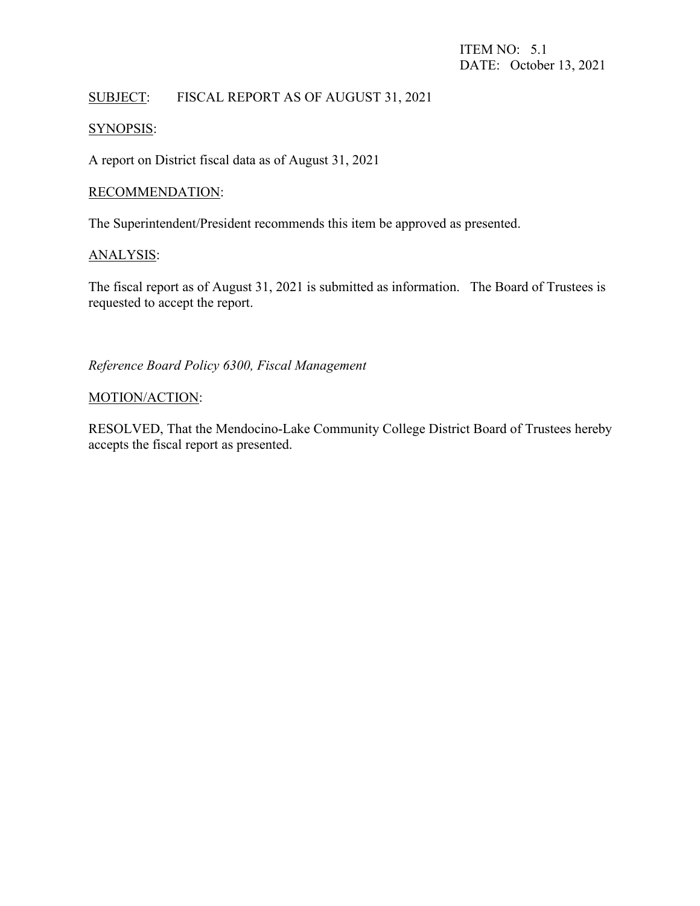ITEM NO: 5.1
DATE: October 13, 2021

<u>SUBJECT</u>: FISCAL REPORT AS OF AUGUST 31, 2021

<u>SYNOPSIS</u>:

A report on District fiscal data as of August 31, 2021

<u>RECOMMENDATION</u>:

The Superintendent/President recommends this item be approved as presented.

<u>ANALYSIS</u>:

The fiscal report as of August 31, 2021 is submitted as information. The Board of Trustees is requested to accept the report.

*Reference Board Policy 6300, Fiscal Management*

<u>MOTION/ACTION</u>:

RESOLVED, That the Mendocino-Lake Community College District Board of Trustees hereby accepts the fiscal report as presented.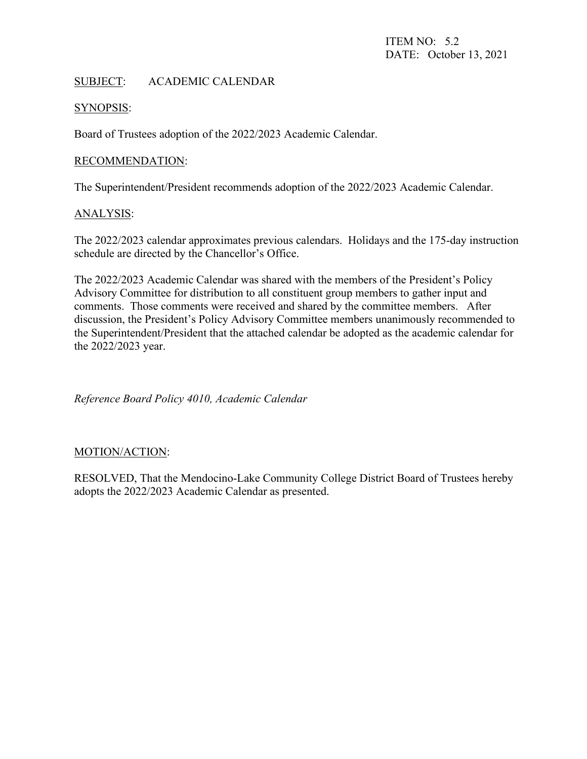ITEM NO: 5.2
DATE: October 13, 2021

SUBJECT: ACADEMIC CALENDAR

SYNOPSIS:

Board of Trustees adoption of the 2022/2023 Academic Calendar.

RECOMMENDATION:

The Superintendent/President recommends adoption of the 2022/2023 Academic Calendar.

ANALYSIS:

The 2022/2023 calendar approximates previous calendars. Holidays and the 175-day instruction schedule are directed by the Chancellor's Office.

The 2022/2023 Academic Calendar was shared with the members of the President's Policy Advisory Committee for distribution to all constituent group members to gather input and comments. Those comments were received and shared by the committee members. After discussion, the President's Policy Advisory Committee members unanimously recommended to the Superintendent/President that the attached calendar be adopted as the academic calendar for the 2022/2023 year.

*Reference Board Policy 4010, Academic Calendar*

MOTION/ACTION:

RESOLVED, That the Mendocino-Lake Community College District Board of Trustees hereby adopts the 2022/2023 Academic Calendar as presented.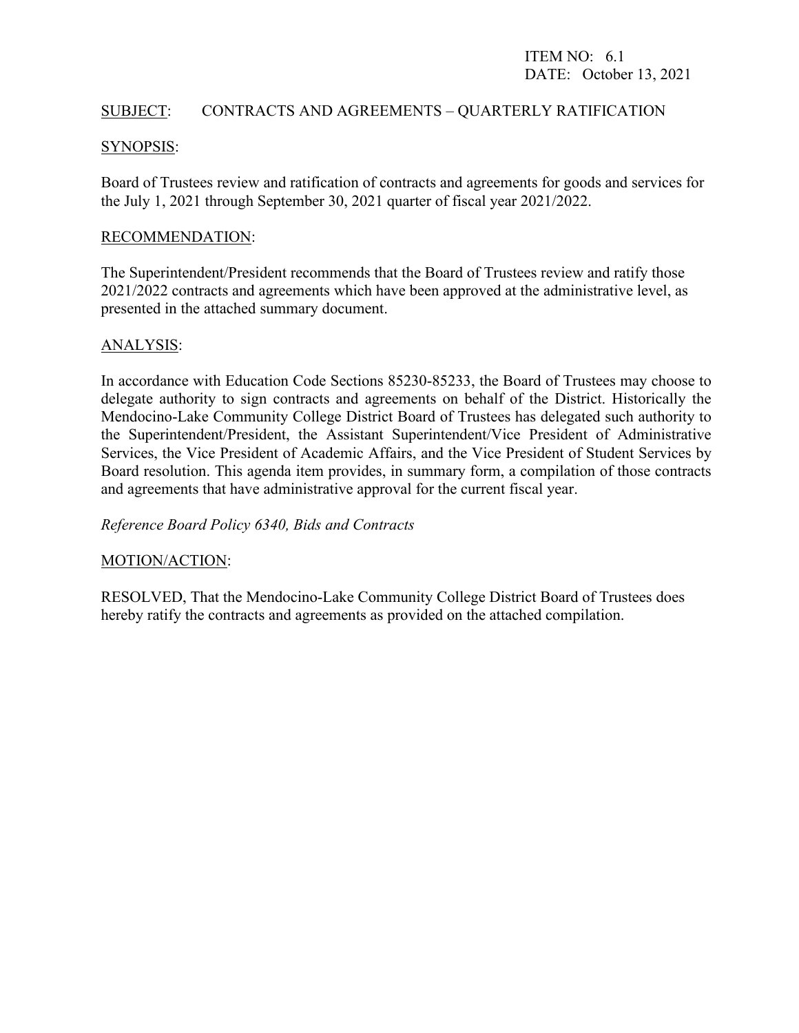ITEM NO: 6.1
DATE: October 13, 2021

SUBJECT: CONTRACTS AND AGREEMENTS – QUARTERLY RATIFICATION

SYNOPSIS:

Board of Trustees review and ratification of contracts and agreements for goods and services for the July 1, 2021 through September 30, 2021 quarter of fiscal year 2021/2022.

RECOMMENDATION:

The Superintendent/President recommends that the Board of Trustees review and ratify those 2021/2022 contracts and agreements which have been approved at the administrative level, as presented in the attached summary document.

ANALYSIS:

In accordance with Education Code Sections 85230-85233, the Board of Trustees may choose to delegate authority to sign contracts and agreements on behalf of the District. Historically the Mendocino-Lake Community College District Board of Trustees has delegated such authority to the Superintendent/President, the Assistant Superintendent/Vice President of Administrative Services, the Vice President of Academic Affairs, and the Vice President of Student Services by Board resolution. This agenda item provides, in summary form, a compilation of those contracts and agreements that have administrative approval for the current fiscal year.

*Reference Board Policy 6340, Bids and Contracts*

MOTION/ACTION:

RESOLVED, That the Mendocino-Lake Community College District Board of Trustees does hereby ratify the contracts and agreements as provided on the attached compilation.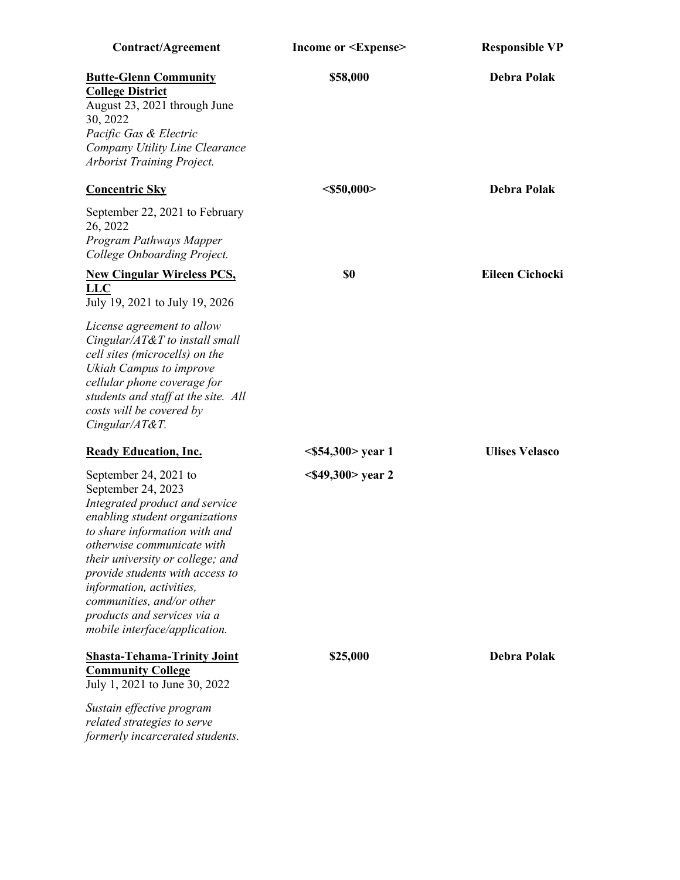| Contract/Agreement | Income or <Expense> | Responsible VP |
|---|---|---|
| **Butte-Glenn Community College District**<br>August 23, 2021 through June 30, 2022<br>*Pacific Gas & Electric Company Utility Line Clearance Arborist Training Project.* | **$58,000** | **Debra Polak** |
| **Concentric Sky**<br>September 22, 2021 to February 26, 2022<br>*Program Pathways Mapper College Onboarding Project.* | **<$50,000>** | **Debra Polak** |
| **New Cingular Wireless PCS, LLC**<br>July 19, 2021 to July 19, 2026<br>*License agreement to allow Cingular/AT&T to install small cell sites (microcells) on the Ukiah Campus to improve cellular phone coverage for students and staff at the site. All costs will be covered by Cingular/AT&T.* | **$0** | **Eileen Cichocki** |
| **Ready Education, Inc.**<br>September 24, 2021 to September 24, 2023<br>*Integrated product and service enabling student organizations to share information with and otherwise communicate with their university or college; and provide students with access to information, activities, communities, and/or other products and services via a mobile interface/application.* | **<$54,300> year 1**<br>**<$49,300> year 2** | **Ulises Velasco** |
| **Shasta-Tehama-Trinity Joint Community College**<br>July 1, 2021 to June 30, 2022<br>*Sustain effective program related strategies to serve formerly incarcerated students.* | **$25,000** | **Debra Polak** |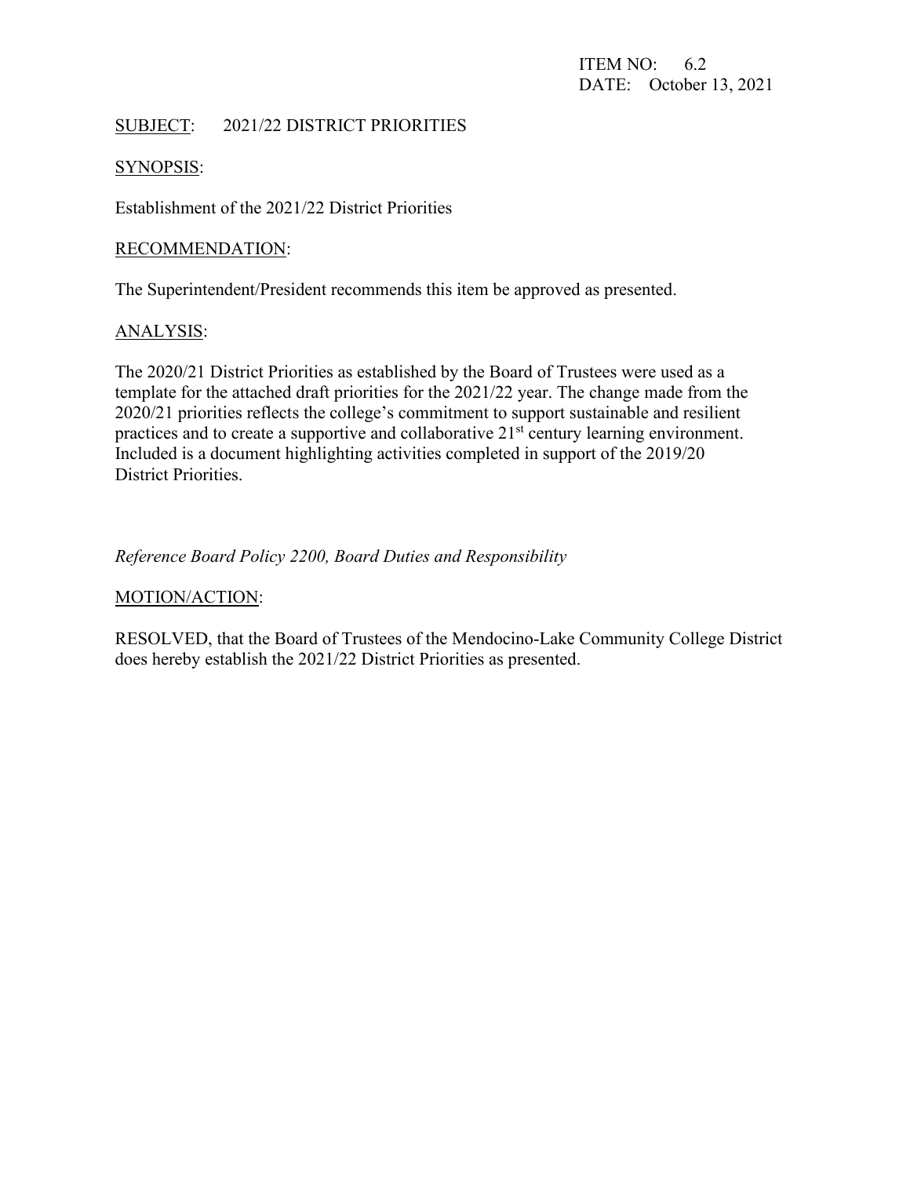ITEM NO: 6.2
DATE: October 13, 2021

SUBJECT: 2021/22 DISTRICT PRIORITIES

SYNOPSIS:

Establishment of the 2021/22 District Priorities

RECOMMENDATION:

The Superintendent/President recommends this item be approved as presented.

ANALYSIS:

The 2020/21 District Priorities as established by the Board of Trustees were used as a template for the attached draft priorities for the 2021/22 year. The change made from the 2020/21 priorities reflects the college's commitment to support sustainable and resilient practices and to create a supportive and collaborative 21st century learning environment. Included is a document highlighting activities completed in support of the 2019/20 District Priorities.

*Reference Board Policy 2200, Board Duties and Responsibility*

MOTION/ACTION:

RESOLVED, that the Board of Trustees of the Mendocino-Lake Community College District does hereby establish the 2021/22 District Priorities as presented.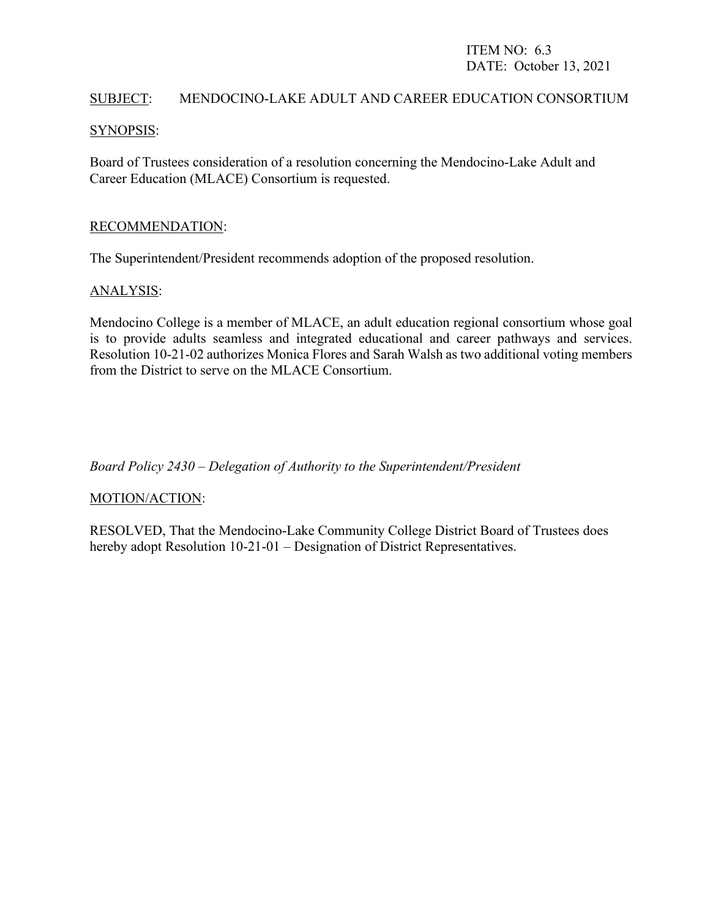ITEM NO: 6.3
DATE: October 13, 2021

SUBJECT: MENDOCINO-LAKE ADULT AND CAREER EDUCATION CONSORTIUM

SYNOPSIS:

Board of Trustees consideration of a resolution concerning the Mendocino-Lake Adult and Career Education (MLACE) Consortium is requested.

RECOMMENDATION:

The Superintendent/President recommends adoption of the proposed resolution.

ANALYSIS:

Mendocino College is a member of MLACE, an adult education regional consortium whose goal is to provide adults seamless and integrated educational and career pathways and services. Resolution 10-21-02 authorizes Monica Flores and Sarah Walsh as two additional voting members from the District to serve on the MLACE Consortium.

*Board Policy 2430 – Delegation of Authority to the Superintendent/President*

MOTION/ACTION:

RESOLVED, That the Mendocino-Lake Community College District Board of Trustees does hereby adopt Resolution 10-21-01 – Designation of District Representatives.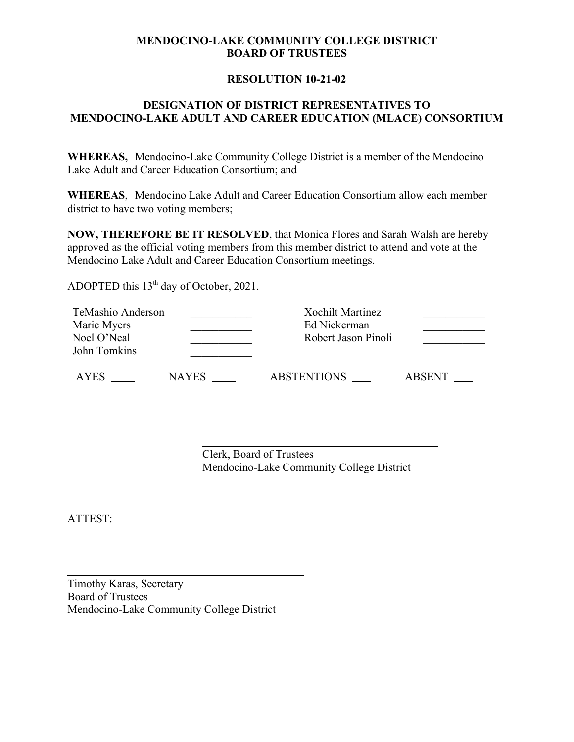**MENDOCINO-LAKE COMMUNITY COLLEGE DISTRICT**
**BOARD OF TRUSTEES**

**RESOLUTION 10-21-02**

**DESIGNATION OF DISTRICT REPRESENTATIVES TO MENDOCINO-LAKE ADULT AND CAREER EDUCATION (MLACE) CONSORTIUM**

**WHEREAS,** Mendocino-Lake Community College District is a member of the Mendocino Lake Adult and Career Education Consortium; and

**WHEREAS**, Mendocino Lake Adult and Career Education Consortium allow each member district to have two voting members;

**NOW, THEREFORE BE IT RESOLVED**, that Monica Flores and Sarah Walsh are hereby approved as the official voting members from this member district to attend and vote at the Mendocino Lake Adult and Career Education Consortium meetings.

ADOPTED this 13th day of October, 2021.

| | | | |
|---|---|---|---|
| TeMashio Anderson | ___________ | Xochilt Martinez | ___________ |
| Marie Myers | ___________ | Ed Nickerman | ___________ |
| Noel O'Neal | ___________ | Robert Jason Pinoli | ___________ |
| John Tomkins | ___________ | | |

AYES ____ NAYES ____ ABSTENTIONS ___ ABSENT ___

\_\_\_\_\_\_\_\_\_\_\_\_\_\_\_\_\_\_\_\_\_\_\_\_\_\_\_\_\_\_\_\_\_\_\_\_\_\_\_\_
Clerk, Board of Trustees
Mendocino-Lake Community College District

ATTEST:

\_\_\_\_\_\_\_\_\_\_\_\_\_\_\_\_\_\_\_\_\_\_\_\_\_\_\_\_\_\_\_\_\_\_\_\_\_\_\_\_
Timothy Karas, Secretary
Board of Trustees
Mendocino-Lake Community College District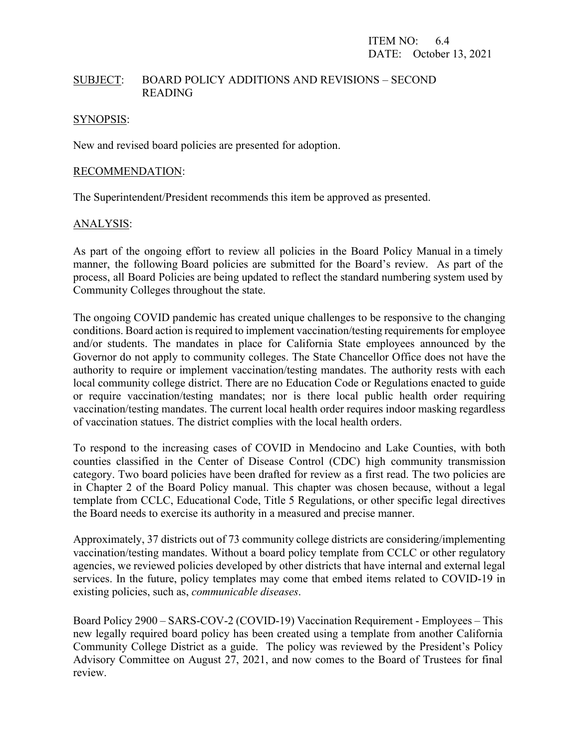ITEM NO: 6.4
DATE: October 13, 2021

SUBJECT: BOARD POLICY ADDITIONS AND REVISIONS – SECOND READING

SYNOPSIS:

New and revised board policies are presented for adoption.

RECOMMENDATION:

The Superintendent/President recommends this item be approved as presented.

ANALYSIS:

As part of the ongoing effort to review all policies in the Board Policy Manual in a timely manner, the following Board policies are submitted for the Board's review. As part of the process, all Board Policies are being updated to reflect the standard numbering system used by Community Colleges throughout the state.

The ongoing COVID pandemic has created unique challenges to be responsive to the changing conditions. Board action is required to implement vaccination/testing requirements for employee and/or students. The mandates in place for California State employees announced by the Governor do not apply to community colleges. The State Chancellor Office does not have the authority to require or implement vaccination/testing mandates. The authority rests with each local community college district. There are no Education Code or Regulations enacted to guide or require vaccination/testing mandates; nor is there local public health order requiring vaccination/testing mandates. The current local health order requires indoor masking regardless of vaccination statues. The district complies with the local health orders.

To respond to the increasing cases of COVID in Mendocino and Lake Counties, with both counties classified in the Center of Disease Control (CDC) high community transmission category. Two board policies have been drafted for review as a first read. The two policies are in Chapter 2 of the Board Policy manual. This chapter was chosen because, without a legal template from CCLC, Educational Code, Title 5 Regulations, or other specific legal directives the Board needs to exercise its authority in a measured and precise manner.

Approximately, 37 districts out of 73 community college districts are considering/implementing vaccination/testing mandates. Without a board policy template from CCLC or other regulatory agencies, we reviewed policies developed by other districts that have internal and external legal services. In the future, policy templates may come that embed items related to COVID-19 in existing policies, such as, *communicable diseases*.

Board Policy 2900 – SARS-COV-2 (COVID-19) Vaccination Requirement - Employees – This new legally required board policy has been created using a template from another California Community College District as a guide. The policy was reviewed by the President's Policy Advisory Committee on August 27, 2021, and now comes to the Board of Trustees for final review.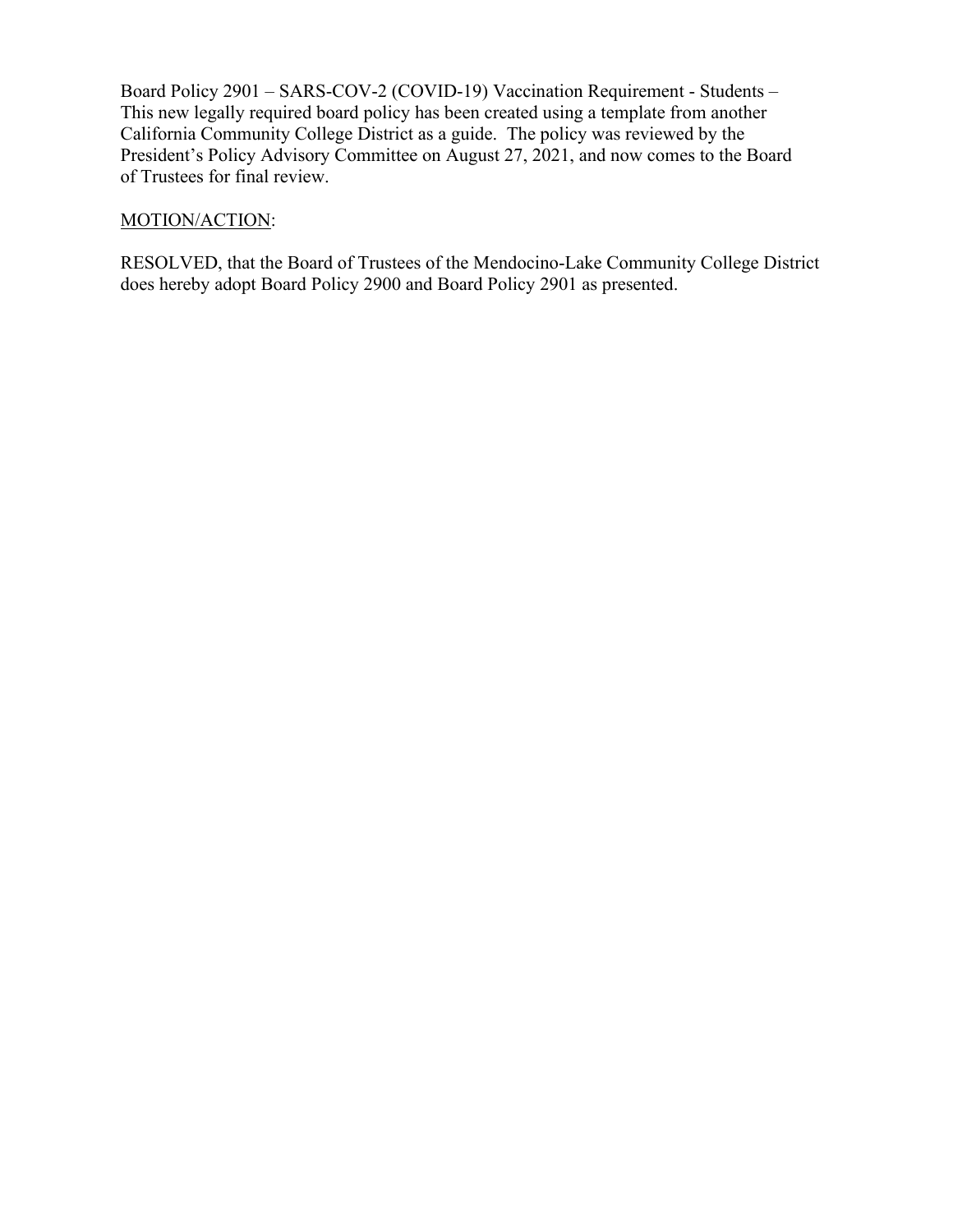Board Policy 2901 – SARS-COV-2 (COVID-19) Vaccination Requirement - Students – This new legally required board policy has been created using a template from another California Community College District as a guide. The policy was reviewed by the President's Policy Advisory Committee on August 27, 2021, and now comes to the Board of Trustees for final review.

<u>MOTION/ACTION</u>:

RESOLVED, that the Board of Trustees of the Mendocino-Lake Community College District does hereby adopt Board Policy 2900 and Board Policy 2901 as presented.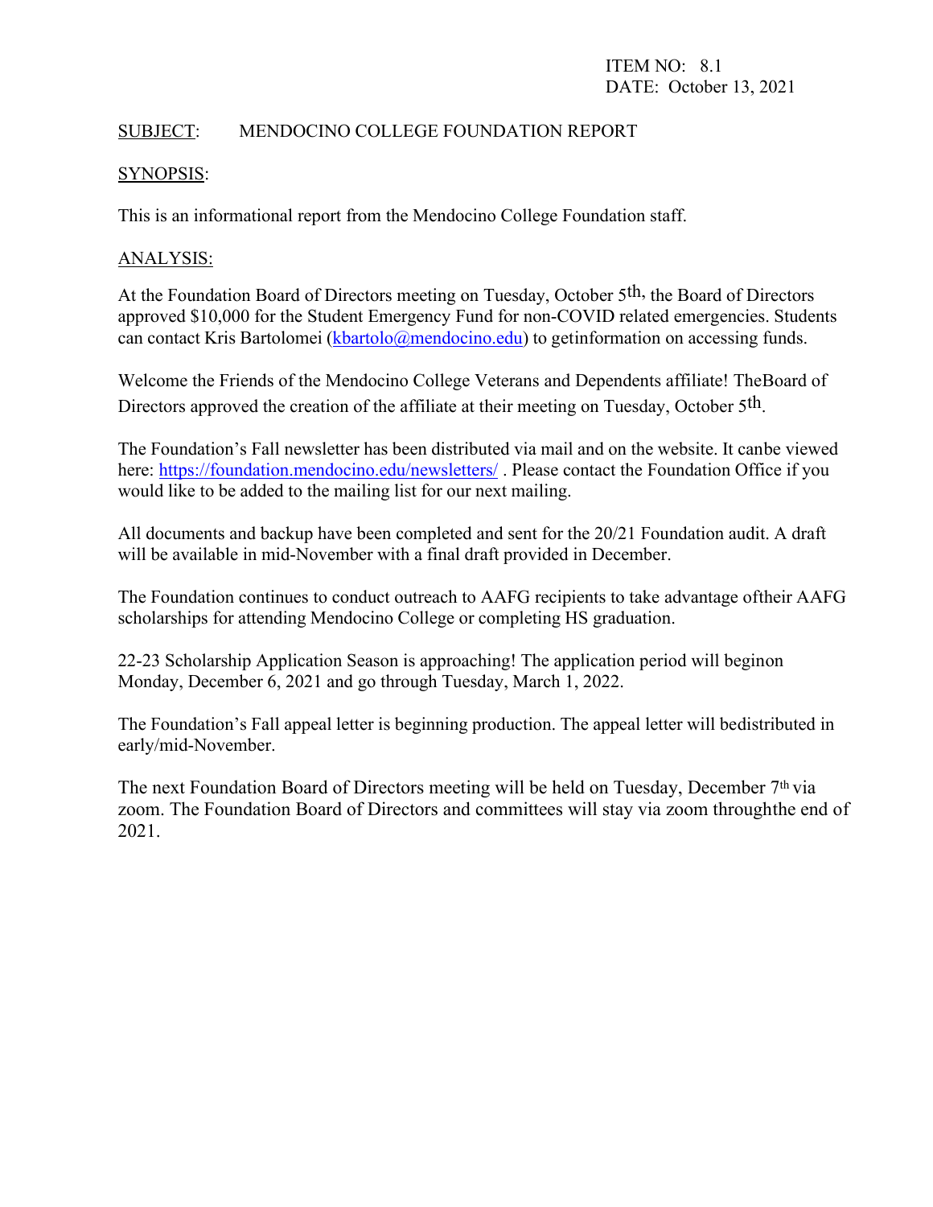ITEM NO: 8.1
DATE: October 13, 2021

SUBJECT: MENDOCINO COLLEGE FOUNDATION REPORT

SYNOPSIS:

This is an informational report from the Mendocino College Foundation staff.

ANALYSIS:

At the Foundation Board of Directors meeting on Tuesday, October 5th, the Board of Directors approved $10,000 for the Student Emergency Fund for non-COVID related emergencies. Students can contact Kris Bartolomei (kbartolo@mendocino.edu) to getinformation on accessing funds.

Welcome the Friends of the Mendocino College Veterans and Dependents affiliate! TheBoard of Directors approved the creation of the affiliate at their meeting on Tuesday, October 5th.

The Foundation's Fall newsletter has been distributed via mail and on the website. It canbe viewed here: https://foundation.mendocino.edu/newsletters/ . Please contact the Foundation Office if you would like to be added to the mailing list for our next mailing.

All documents and backup have been completed and sent for the 20/21 Foundation audit. A draft will be available in mid-November with a final draft provided in December.

The Foundation continues to conduct outreach to AAFG recipients to take advantage oftheir AAFG scholarships for attending Mendocino College or completing HS graduation.

22-23 Scholarship Application Season is approaching! The application period will beginon Monday, December 6, 2021 and go through Tuesday, March 1, 2022.

The Foundation's Fall appeal letter is beginning production. The appeal letter will bedistributed in early/mid-November.

The next Foundation Board of Directors meeting will be held on Tuesday, December 7th via zoom. The Foundation Board of Directors and committees will stay via zoom throughthe end of 2021.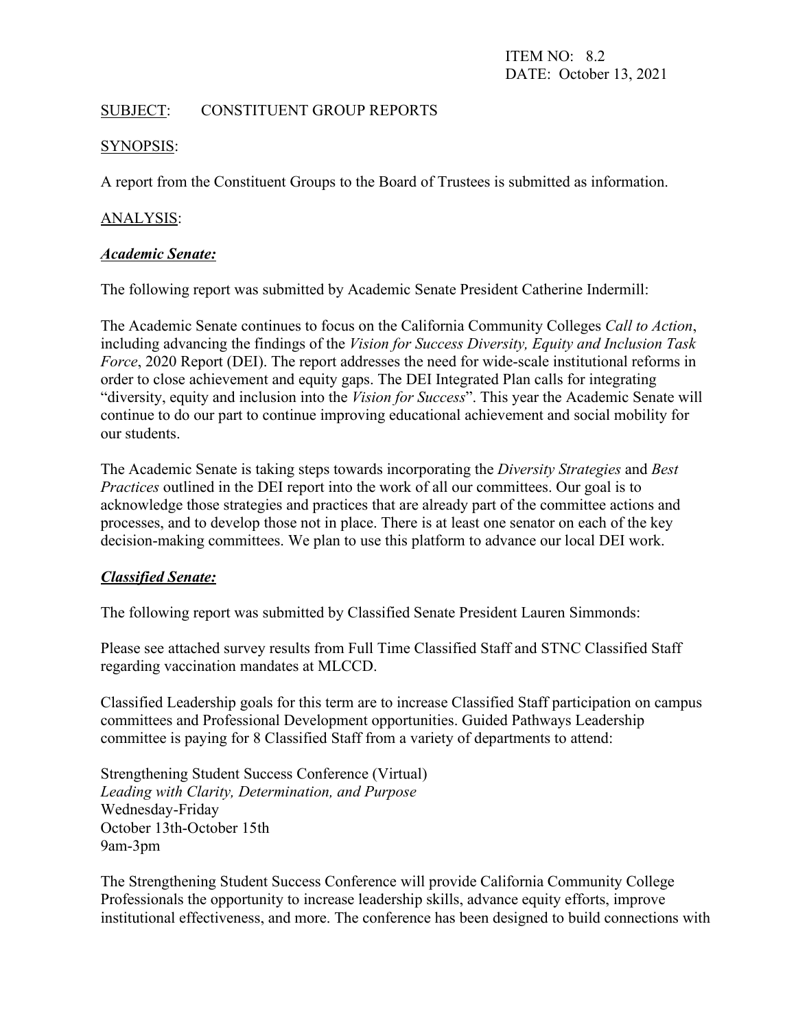ITEM NO: 8.2
DATE: October 13, 2021

SUBJECT: CONSTITUENT GROUP REPORTS

SYNOPSIS:

A report from the Constituent Groups to the Board of Trustees is submitted as information.

ANALYSIS:

***Academic Senate:***

The following report was submitted by Academic Senate President Catherine Indermill:

The Academic Senate continues to focus on the California Community Colleges *Call to Action*, including advancing the findings of the *Vision for Success Diversity, Equity and Inclusion Task Force*, 2020 Report (DEI). The report addresses the need for wide-scale institutional reforms in order to close achievement and equity gaps. The DEI Integrated Plan calls for integrating "diversity, equity and inclusion into the *Vision for Success*". This year the Academic Senate will continue to do our part to continue improving educational achievement and social mobility for our students.

The Academic Senate is taking steps towards incorporating the *Diversity Strategies* and *Best Practices* outlined in the DEI report into the work of all our committees. Our goal is to acknowledge those strategies and practices that are already part of the committee actions and processes, and to develop those not in place. There is at least one senator on each of the key decision-making committees. We plan to use this platform to advance our local DEI work.

***Classified Senate:***

The following report was submitted by Classified Senate President Lauren Simmonds:

Please see attached survey results from Full Time Classified Staff and STNC Classified Staff regarding vaccination mandates at MLCCD.

Classified Leadership goals for this term are to increase Classified Staff participation on campus committees and Professional Development opportunities. Guided Pathways Leadership committee is paying for 8 Classified Staff from a variety of departments to attend:

Strengthening Student Success Conference (Virtual)
*Leading with Clarity, Determination, and Purpose*
Wednesday-Friday
October 13th-October 15th
9am-3pm

The Strengthening Student Success Conference will provide California Community College Professionals the opportunity to increase leadership skills, advance equity efforts, improve institutional effectiveness, and more. The conference has been designed to build connections with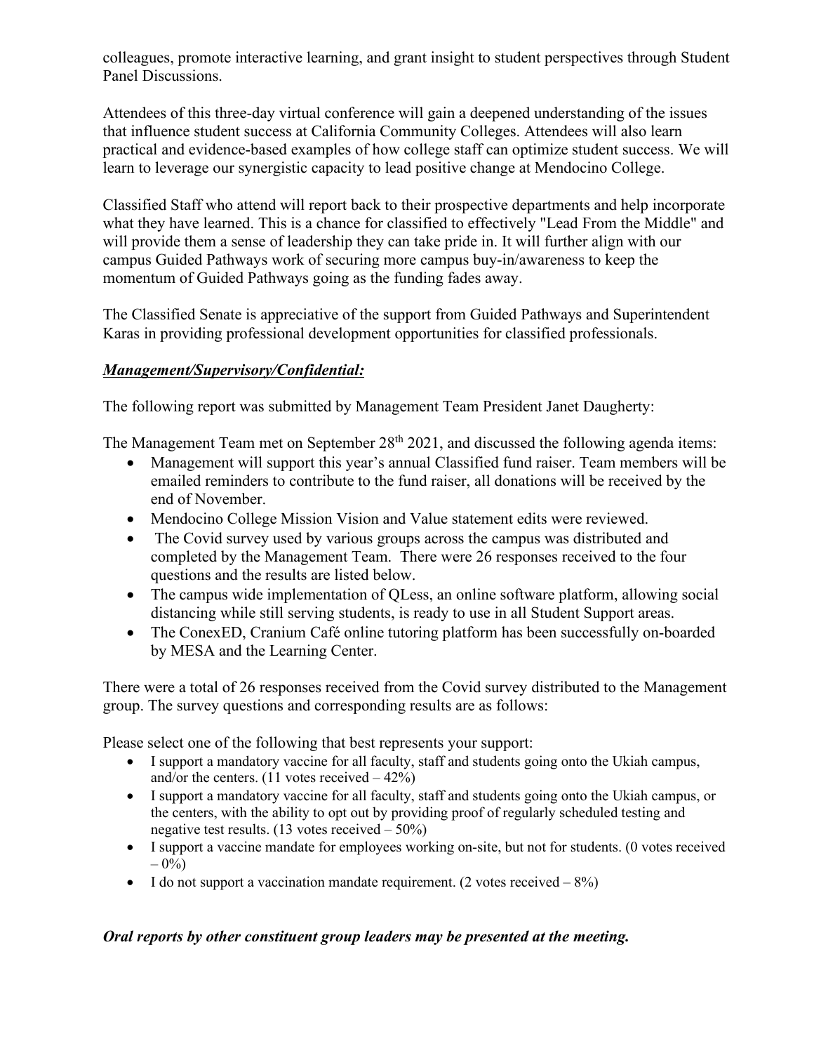colleagues, promote interactive learning, and grant insight to student perspectives through Student Panel Discussions.

Attendees of this three-day virtual conference will gain a deepened understanding of the issues that influence student success at California Community Colleges. Attendees will also learn practical and evidence-based examples of how college staff can optimize student success. We will learn to leverage our synergistic capacity to lead positive change at Mendocino College.

Classified Staff who attend will report back to their prospective departments and help incorporate what they have learned. This is a chance for classified to effectively "Lead From the Middle" and will provide them a sense of leadership they can take pride in. It will further align with our campus Guided Pathways work of securing more campus buy-in/awareness to keep the momentum of Guided Pathways going as the funding fades away.

The Classified Senate is appreciative of the support from Guided Pathways and Superintendent Karas in providing professional development opportunities for classified professionals.

***Management/Supervisory/Confidential:***

The following report was submitted by Management Team President Janet Daugherty:

The Management Team met on September 28th 2021, and discussed the following agenda items:

- Management will support this year's annual Classified fund raiser. Team members will be emailed reminders to contribute to the fund raiser, all donations will be received by the end of November.
- Mendocino College Mission Vision and Value statement edits were reviewed.
- The Covid survey used by various groups across the campus was distributed and completed by the Management Team. There were 26 responses received to the four questions and the results are listed below.
- The campus wide implementation of QLess, an online software platform, allowing social distancing while still serving students, is ready to use in all Student Support areas.
- The ConexED, Cranium Café online tutoring platform has been successfully on-boarded by MESA and the Learning Center.

There were a total of 26 responses received from the Covid survey distributed to the Management group. The survey questions and corresponding results are as follows:

Please select one of the following that best represents your support:

- I support a mandatory vaccine for all faculty, staff and students going onto the Ukiah campus, and/or the centers. (11 votes received – 42%)
- I support a mandatory vaccine for all faculty, staff and students going onto the Ukiah campus, or the centers, with the ability to opt out by providing proof of regularly scheduled testing and negative test results. (13 votes received – 50%)
- I support a vaccine mandate for employees working on-site, but not for students. (0 votes received – 0%)
- I do not support a vaccination mandate requirement. (2 votes received – 8%)

***Oral reports by other constituent group leaders may be presented at the meeting.***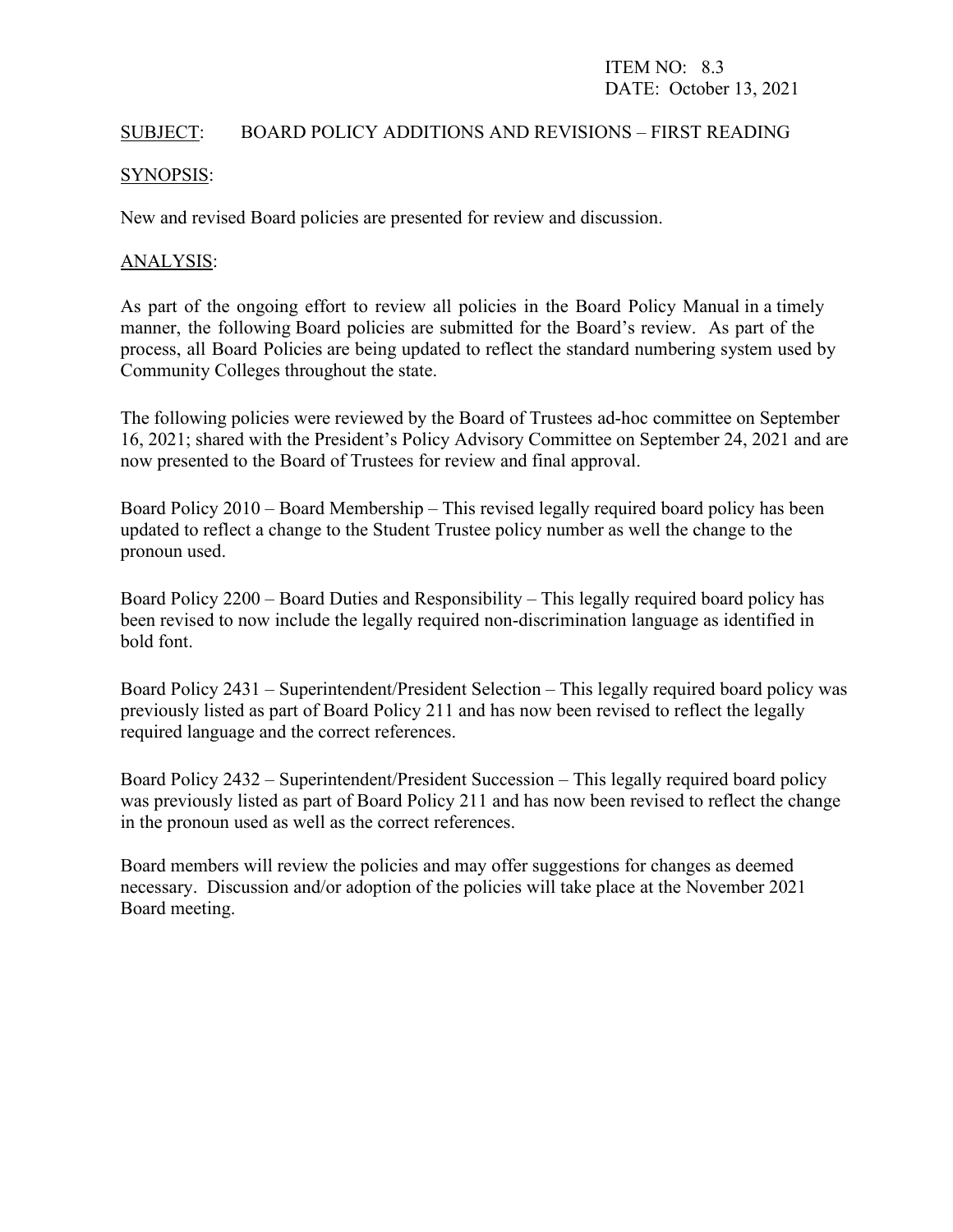ITEM NO: 8.3
DATE: October 13, 2021

SUBJECT: BOARD POLICY ADDITIONS AND REVISIONS – FIRST READING

SYNOPSIS:

New and revised Board policies are presented for review and discussion.

ANALYSIS:

As part of the ongoing effort to review all policies in the Board Policy Manual in a timely manner, the following Board policies are submitted for the Board's review. As part of the process, all Board Policies are being updated to reflect the standard numbering system used by Community Colleges throughout the state.

The following policies were reviewed by the Board of Trustees ad-hoc committee on September 16, 2021; shared with the President's Policy Advisory Committee on September 24, 2021 and are now presented to the Board of Trustees for review and final approval.

Board Policy 2010 – Board Membership – This revised legally required board policy has been updated to reflect a change to the Student Trustee policy number as well the change to the pronoun used.

Board Policy 2200 – Board Duties and Responsibility – This legally required board policy has been revised to now include the legally required non-discrimination language as identified in bold font.

Board Policy 2431 – Superintendent/President Selection – This legally required board policy was previously listed as part of Board Policy 211 and has now been revised to reflect the legally required language and the correct references.

Board Policy 2432 – Superintendent/President Succession – This legally required board policy was previously listed as part of Board Policy 211 and has now been revised to reflect the change in the pronoun used as well as the correct references.

Board members will review the policies and may offer suggestions for changes as deemed necessary. Discussion and/or adoption of the policies will take place at the November 2021 Board meeting.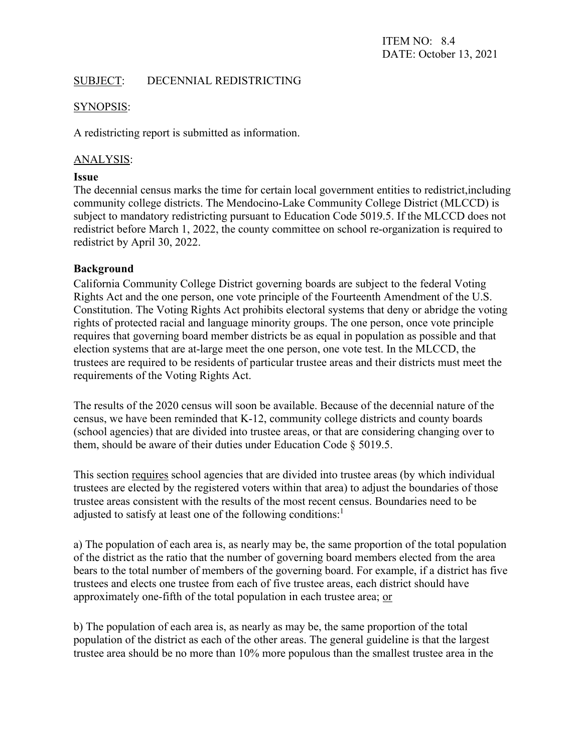ITEM NO: 8.4
DATE: October 13, 2021

<u>SUBJECT</u>: DECENNIAL REDISTRICTING

<u>SYNOPSIS</u>:

A redistricting report is submitted as information.

<u>ANALYSIS</u>:

**Issue**

The decennial census marks the time for certain local government entities to redistrict,including community college districts. The Mendocino-Lake Community College District (MLCCD) is subject to mandatory redistricting pursuant to Education Code 5019.5. If the MLCCD does not redistrict before March 1, 2022, the county committee on school re-organization is required to redistrict by April 30, 2022.

**Background**

California Community College District governing boards are subject to the federal Voting Rights Act and the one person, one vote principle of the Fourteenth Amendment of the U.S. Constitution. The Voting Rights Act prohibits electoral systems that deny or abridge the voting rights of protected racial and language minority groups. The one person, once vote principle requires that governing board member districts be as equal in population as possible and that election systems that are at-large meet the one person, one vote test. In the MLCCD, the trustees are required to be residents of particular trustee areas and their districts must meet the requirements of the Voting Rights Act.

The results of the 2020 census will soon be available. Because of the decennial nature of the census, we have been reminded that K-12, community college districts and county boards (school agencies) that are divided into trustee areas, or that are considering changing over to them, should be aware of their duties under Education Code § 5019.5.

This section <u>requires</u> school agencies that are divided into trustee areas (by which individual trustees are elected by the registered voters within that area) to adjust the boundaries of those trustee areas consistent with the results of the most recent census. Boundaries need to be adjusted to satisfy at least one of the following conditions:[1]

a) The population of each area is, as nearly may be, the same proportion of the total population of the district as the ratio that the number of governing board members elected from the area bears to the total number of members of the governing board. For example, if a district has five trustees and elects one trustee from each of five trustee areas, each district should have approximately one-fifth of the total population in each trustee area; <u>or</u>

b) The population of each area is, as nearly as may be, the same proportion of the total population of the district as each of the other areas. The general guideline is that the largest trustee area should be no more than 10% more populous than the smallest trustee area in the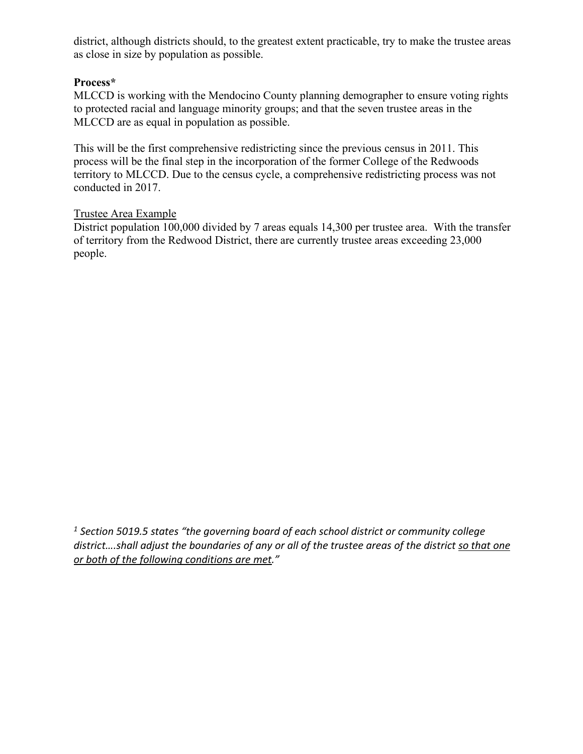district, although districts should, to the greatest extent practicable, try to make the trustee areas as close in size by population as possible.

**Process***

MLCCD is working with the Mendocino County planning demographer to ensure voting rights to protected racial and language minority groups; and that the seven trustee areas in the MLCCD are as equal in population as possible.

This will be the first comprehensive redistricting since the previous census in 2011. This process will be the final step in the incorporation of the former College of the Redwoods territory to MLCCD. Due to the census cycle, a comprehensive redistricting process was not conducted in 2017.

<u>Trustee Area Example</u>

District population 100,000 divided by 7 areas equals 14,300 per trustee area. With the transfer of territory from the Redwood District, there are currently trustee areas exceeding 23,000 people.

[1] *Section 5019.5 states "the governing board of each school district or community college district….shall adjust the boundaries of any or all of the trustee areas of the district <u>so that one or both of the following conditions are met</u>."*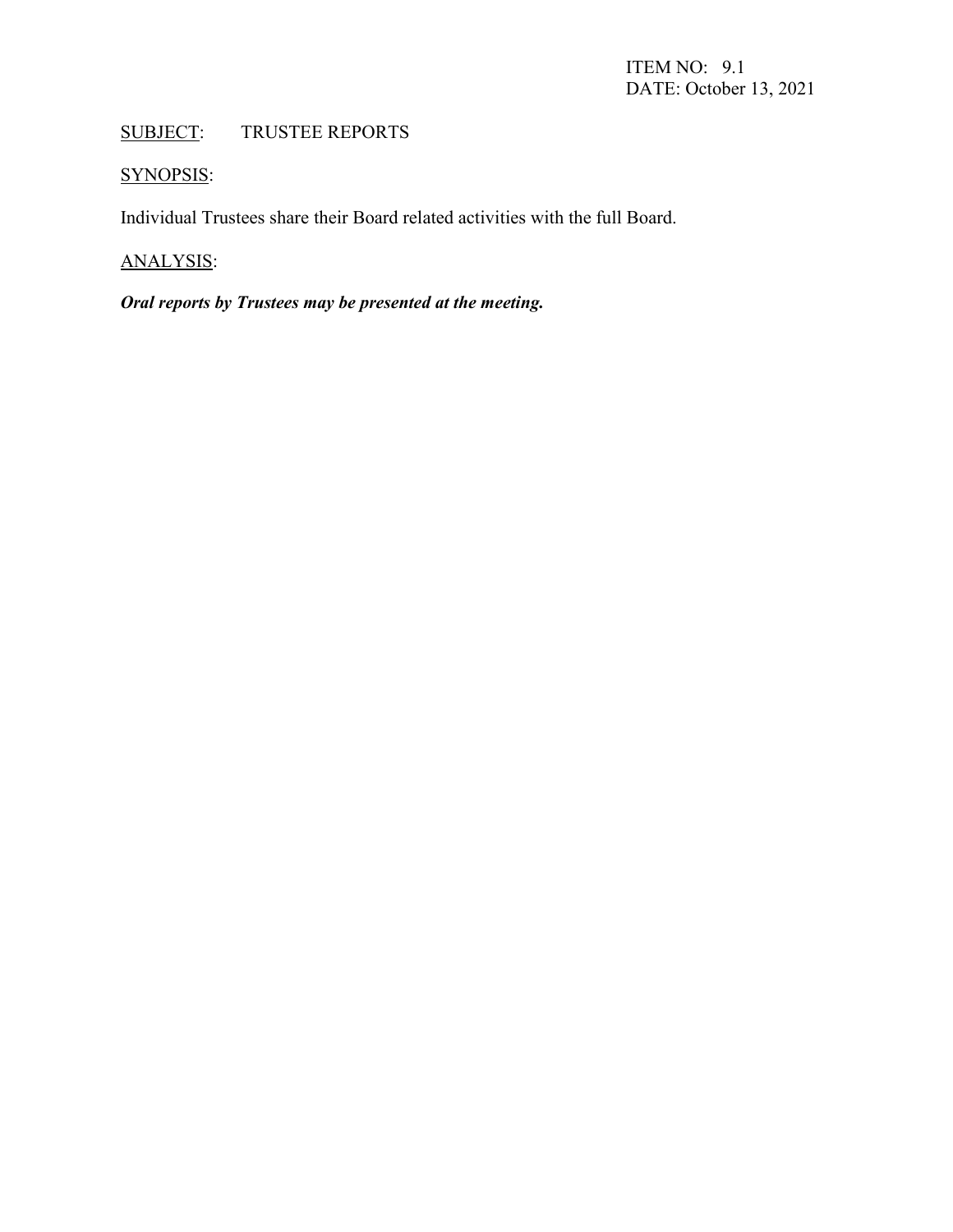ITEM NO: 9.1
DATE: October 13, 2021

SUBJECT: TRUSTEE REPORTS

SYNOPSIS:

Individual Trustees share their Board related activities with the full Board.

ANALYSIS:

***Oral reports by Trustees may be presented at the meeting.***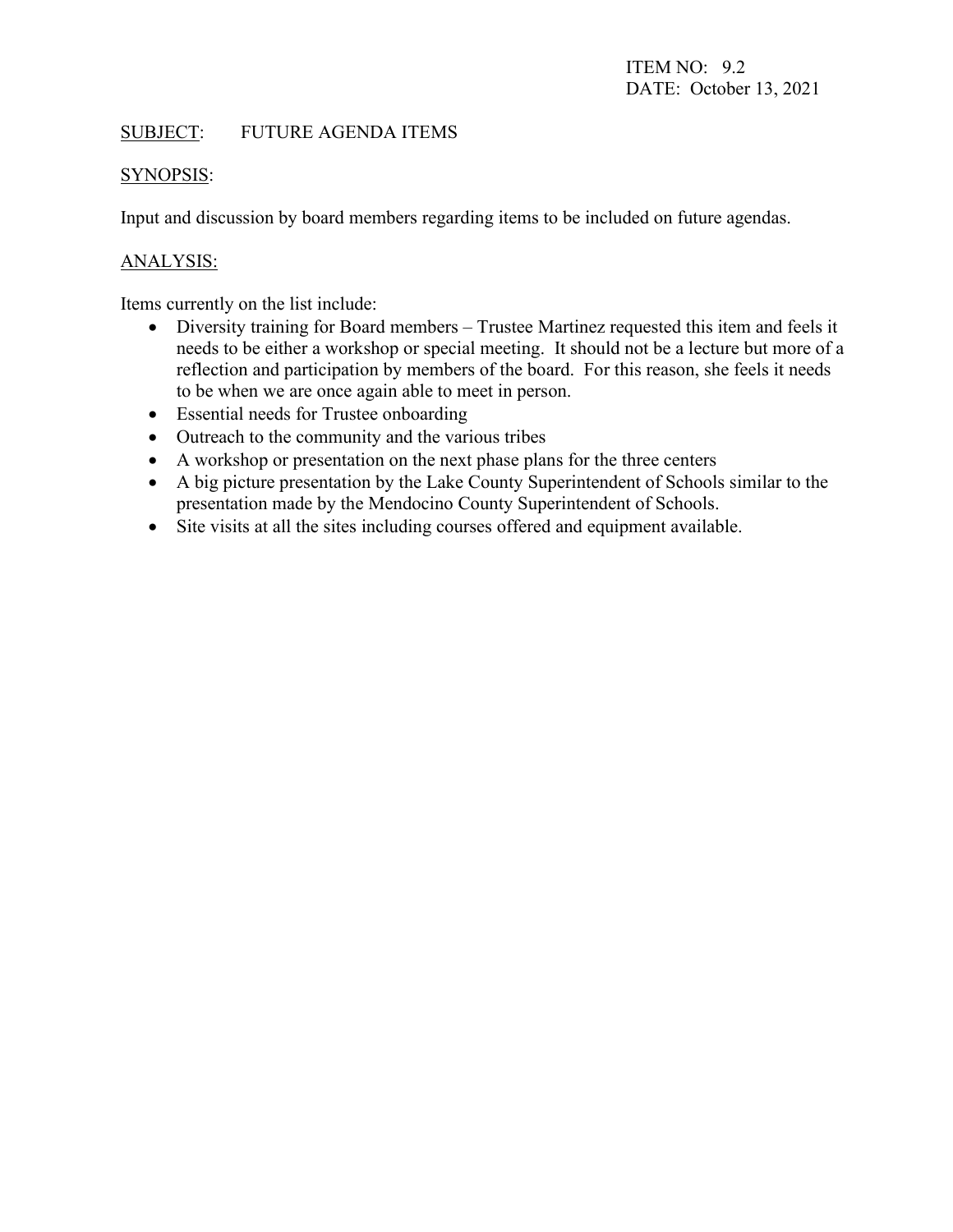ITEM NO: 9.2
DATE: October 13, 2021

SUBJECT: FUTURE AGENDA ITEMS

SYNOPSIS:

Input and discussion by board members regarding items to be included on future agendas.

ANALYSIS:

Items currently on the list include:

- Diversity training for Board members – Trustee Martinez requested this item and feels it needs to be either a workshop or special meeting. It should not be a lecture but more of a reflection and participation by members of the board. For this reason, she feels it needs to be when we are once again able to meet in person.
- Essential needs for Trustee onboarding
- Outreach to the community and the various tribes
- A workshop or presentation on the next phase plans for the three centers
- A big picture presentation by the Lake County Superintendent of Schools similar to the presentation made by the Mendocino County Superintendent of Schools.
- Site visits at all the sites including courses offered and equipment available.